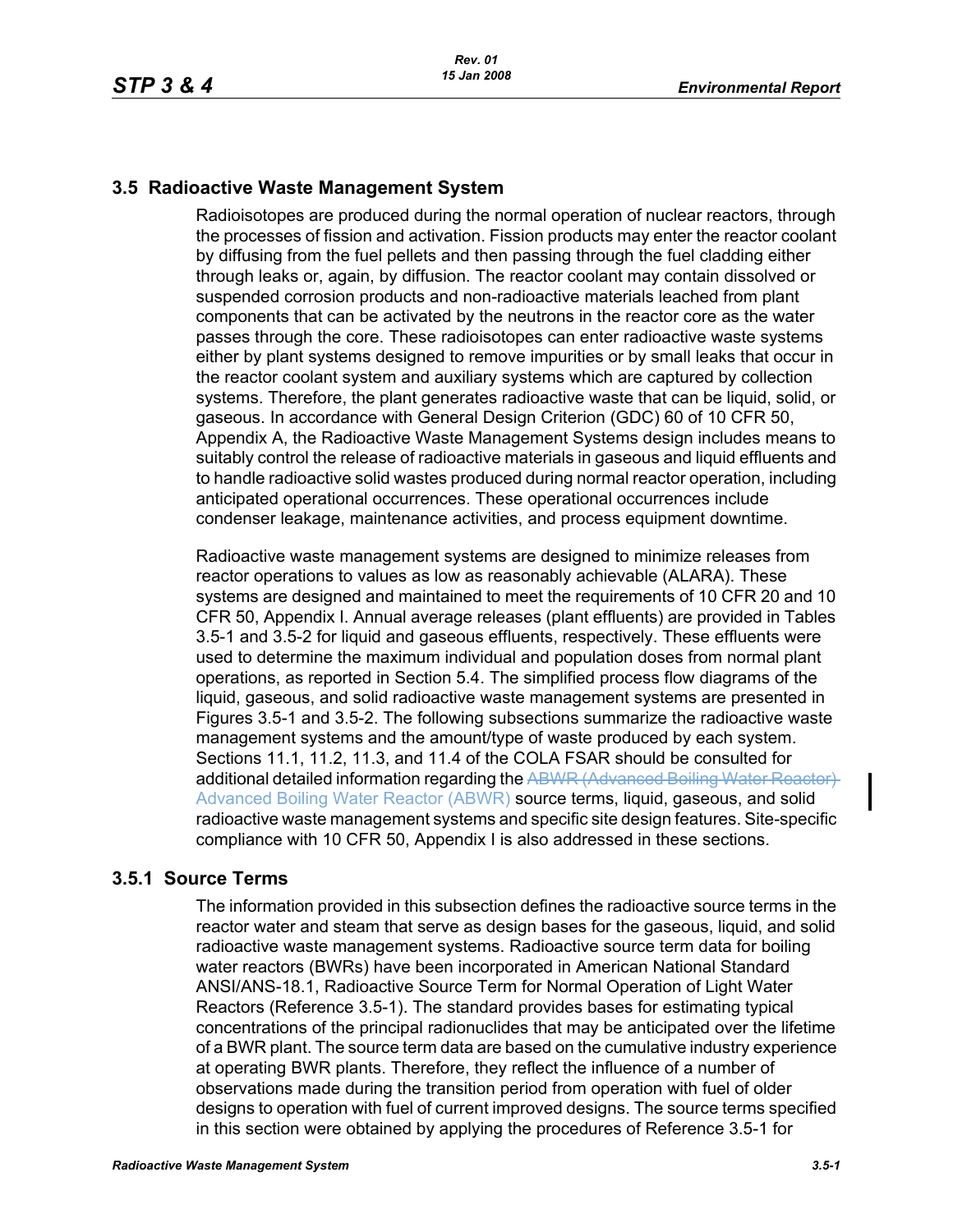## 3.5 Radioactive Waste Management System

Radioisotopes are produced during the normal operation of nuclear reactors, through the processes of fission and activation. Fission products may enter the reactor coolant by diffusing from the fuel pellets and then passing through the fuel cladding either through leaks or, again, by diffusion. The reactor coolant may contain dissolved or suspended corrosion products and non-radioactive materials leached from plant components that can be activated by the neutrons in the reactor core as the water passes through the core. These radioisotopes can enter radioactive waste systems either by plant systems designed to remove impurities or by small leaks that occur in the reactor coolant system and auxiliary systems which are captured by collection systems. Therefore, the plant generates radioactive waste that can be liquid, solid, or gaseous. In accordance with General Design Criterion (GDC) 60 of 10 CFR 50, Appendix A, the Radioactive Waste Management Systems design includes means to suitably control the release of radioactive materials in gaseous and liquid effluents and to handle radioactive solid wastes produced during normal reactor operation, including anticipated operational occurrences. These operational occurrences include condenser leakage, maintenance activities, and process equipment downtime.

Radioactive waste management systems are designed to minimize releases from reactor operations to values as low as reasonably achievable (ALARA). These systems are designed and maintained to meet the requirements of 10 CFR 20 and 10 CFR 50, Appendix I. Annual average releases (plant effluents) are provided in Tables 3.5-1 and 3.5-2 for liquid and gaseous effluents, respectively. These effluents were used to determine the maximum individual and population doses from normal plant operations, as reported in Section 5.4. The simplified process flow diagrams of the liquid, gaseous, and solid radioactive waste management systems are presented in Figures 3.5-1 and 3.5-2. The following subsections summarize the radioactive waste management systems and the amount/type of waste produced by each system. Sections 11.1, 11.2, 11.3, and 11.4 of the COLA FSAR should be consulted for additional detailed information regarding the ~~ABWR (Advanced Boiling Water Reactor)~~ Advanced Boiling Water Reactor (ABWR) source terms, liquid, gaseous, and solid radioactive waste management systems and specific site design features. Site-specific compliance with 10 CFR 50, Appendix I is also addressed in these sections.

### 3.5.1 Source Terms

The information provided in this subsection defines the radioactive source terms in the reactor water and steam that serve as design bases for the gaseous, liquid, and solid radioactive waste management systems. Radioactive source term data for boiling water reactors (BWRs) have been incorporated in American National Standard ANSI/ANS-18.1, Radioactive Source Term for Normal Operation of Light Water Reactors (Reference 3.5-1). The standard provides bases for estimating typical concentrations of the principal radionuclides that may be anticipated over the lifetime of a BWR plant. The source term data are based on the cumulative industry experience at operating BWR plants. Therefore, they reflect the influence of a number of observations made during the transition period from operation with fuel of older designs to operation with fuel of current improved designs. The source terms specified in this section were obtained by applying the procedures of Reference 3.5-1 for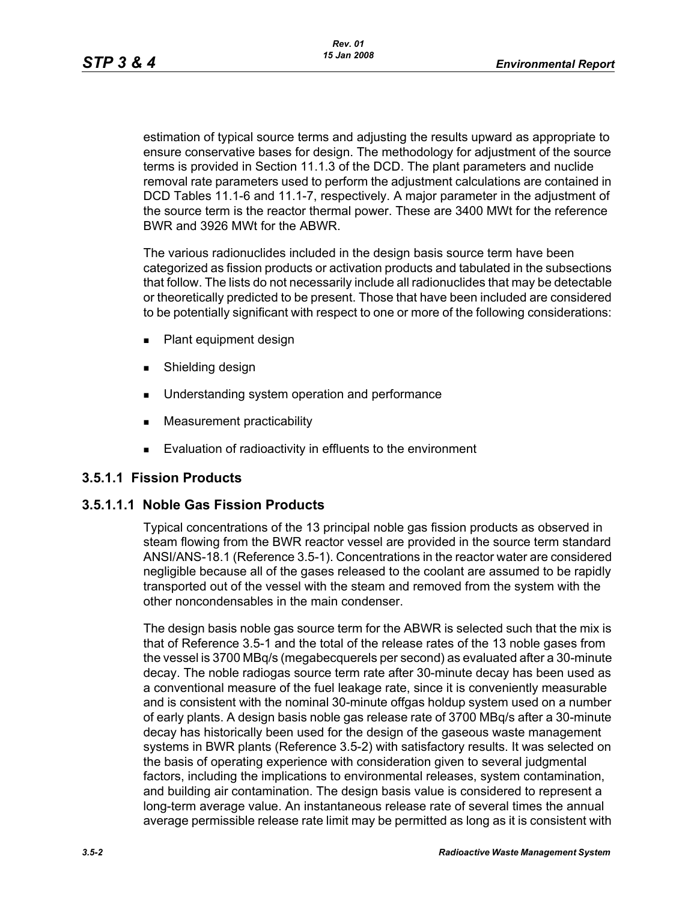estimation of typical source terms and adjusting the results upward as appropriate to ensure conservative bases for design. The methodology for adjustment of the source terms is provided in Section 11.1.3 of the DCD. The plant parameters and nuclide removal rate parameters used to perform the adjustment calculations are contained in DCD Tables 11.1-6 and 11.1-7, respectively. A major parameter in the adjustment of the source term is the reactor thermal power. These are 3400 MWt for the reference BWR and 3926 MWt for the ABWR.

The various radionuclides included in the design basis source term have been categorized as fission products or activation products and tabulated in the subsections that follow. The lists do not necessarily include all radionuclides that may be detectable or theoretically predicted to be present. Those that have been included are considered to be potentially significant with respect to one or more of the following considerations:

- Plant equipment design
- Shielding design
- Understanding system operation and performance
- Measurement practicability
- Evaluation of radioactivity in effluents to the environment

### 3.5.1.1 Fission Products

#### 3.5.1.1.1 Noble Gas Fission Products

Typical concentrations of the 13 principal noble gas fission products as observed in steam flowing from the BWR reactor vessel are provided in the source term standard ANSI/ANS-18.1 (Reference 3.5-1). Concentrations in the reactor water are considered negligible because all of the gases released to the coolant are assumed to be rapidly transported out of the vessel with the steam and removed from the system with the other noncondensables in the main condenser.

The design basis noble gas source term for the ABWR is selected such that the mix is that of Reference 3.5-1 and the total of the release rates of the 13 noble gases from the vessel is 3700 MBq/s (megabecquerels per second) as evaluated after a 30-minute decay. The noble radiogas source term rate after 30-minute decay has been used as a conventional measure of the fuel leakage rate, since it is conveniently measurable and is consistent with the nominal 30-minute offgas holdup system used on a number of early plants. A design basis noble gas release rate of 3700 MBq/s after a 30-minute decay has historically been used for the design of the gaseous waste management systems in BWR plants (Reference 3.5-2) with satisfactory results. It was selected on the basis of operating experience with consideration given to several judgmental factors, including the implications to environmental releases, system contamination, and building air contamination. The design basis value is considered to represent a long-term average value. An instantaneous release rate of several times the annual average permissible release rate limit may be permitted as long as it is consistent with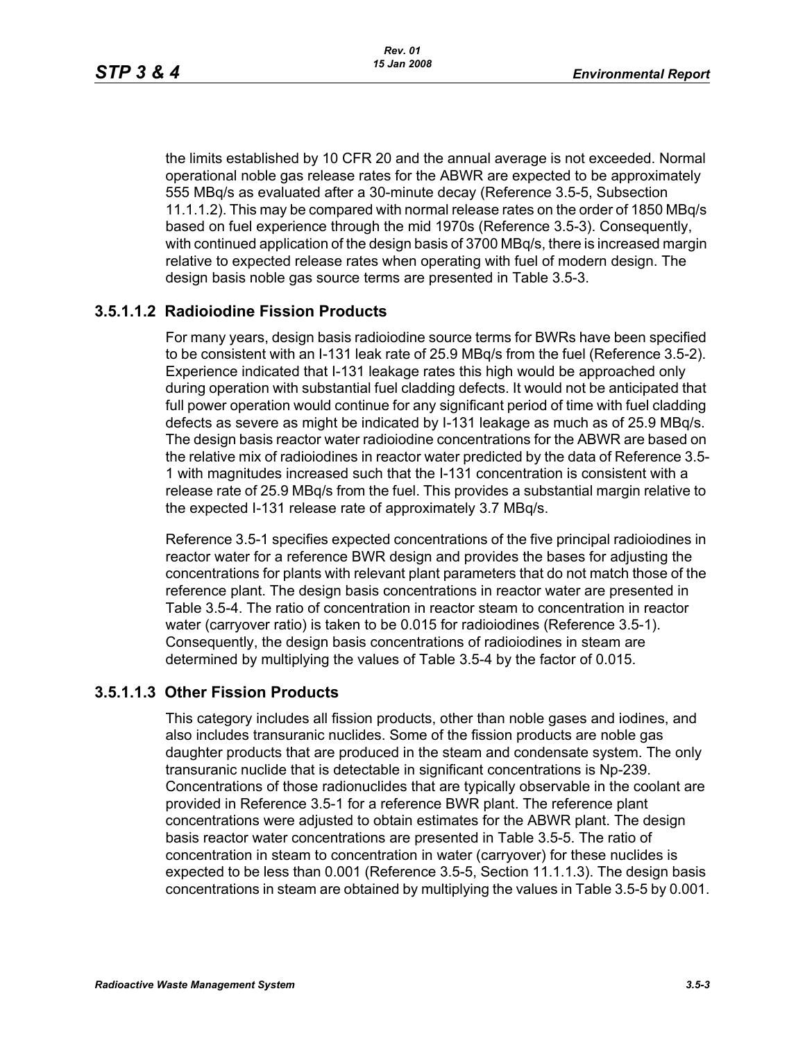the limits established by 10 CFR 20 and the annual average is not exceeded. Normal operational noble gas release rates for the ABWR are expected to be approximately 555 MBq/s as evaluated after a 30-minute decay (Reference 3.5-5, Subsection 11.1.1.2). This may be compared with normal release rates on the order of 1850 MBq/s based on fuel experience through the mid 1970s (Reference 3.5-3). Consequently, with continued application of the design basis of 3700 MBq/s, there is increased margin relative to expected release rates when operating with fuel of modern design. The design basis noble gas source terms are presented in Table 3.5-3.

#### 3.5.1.1.2 Radioiodine Fission Products

For many years, design basis radioiodine source terms for BWRs have been specified to be consistent with an I-131 leak rate of 25.9 MBq/s from the fuel (Reference 3.5-2). Experience indicated that I-131 leakage rates this high would be approached only during operation with substantial fuel cladding defects. It would not be anticipated that full power operation would continue for any significant period of time with fuel cladding defects as severe as might be indicated by I-131 leakage as much as of 25.9 MBq/s. The design basis reactor water radioiodine concentrations for the ABWR are based on the relative mix of radioiodines in reactor water predicted by the data of Reference 3.5-1 with magnitudes increased such that the I-131 concentration is consistent with a release rate of 25.9 MBq/s from the fuel. This provides a substantial margin relative to the expected I-131 release rate of approximately 3.7 MBq/s.

Reference 3.5-1 specifies expected concentrations of the five principal radioiodines in reactor water for a reference BWR design and provides the bases for adjusting the concentrations for plants with relevant plant parameters that do not match those of the reference plant. The design basis concentrations in reactor water are presented in Table 3.5-4. The ratio of concentration in reactor steam to concentration in reactor water (carryover ratio) is taken to be 0.015 for radioiodines (Reference 3.5-1). Consequently, the design basis concentrations of radioiodines in steam are determined by multiplying the values of Table 3.5-4 by the factor of 0.015.

#### 3.5.1.1.3 Other Fission Products

This category includes all fission products, other than noble gases and iodines, and also includes transuranic nuclides. Some of the fission products are noble gas daughter products that are produced in the steam and condensate system. The only transuranic nuclide that is detectable in significant concentrations is Np-239. Concentrations of those radionuclides that are typically observable in the coolant are provided in Reference 3.5-1 for a reference BWR plant. The reference plant concentrations were adjusted to obtain estimates for the ABWR plant. The design basis reactor water concentrations are presented in Table 3.5-5. The ratio of concentration in steam to concentration in water (carryover) for these nuclides is expected to be less than 0.001 (Reference 3.5-5, Section 11.1.1.3). The design basis concentrations in steam are obtained by multiplying the values in Table 3.5-5 by 0.001.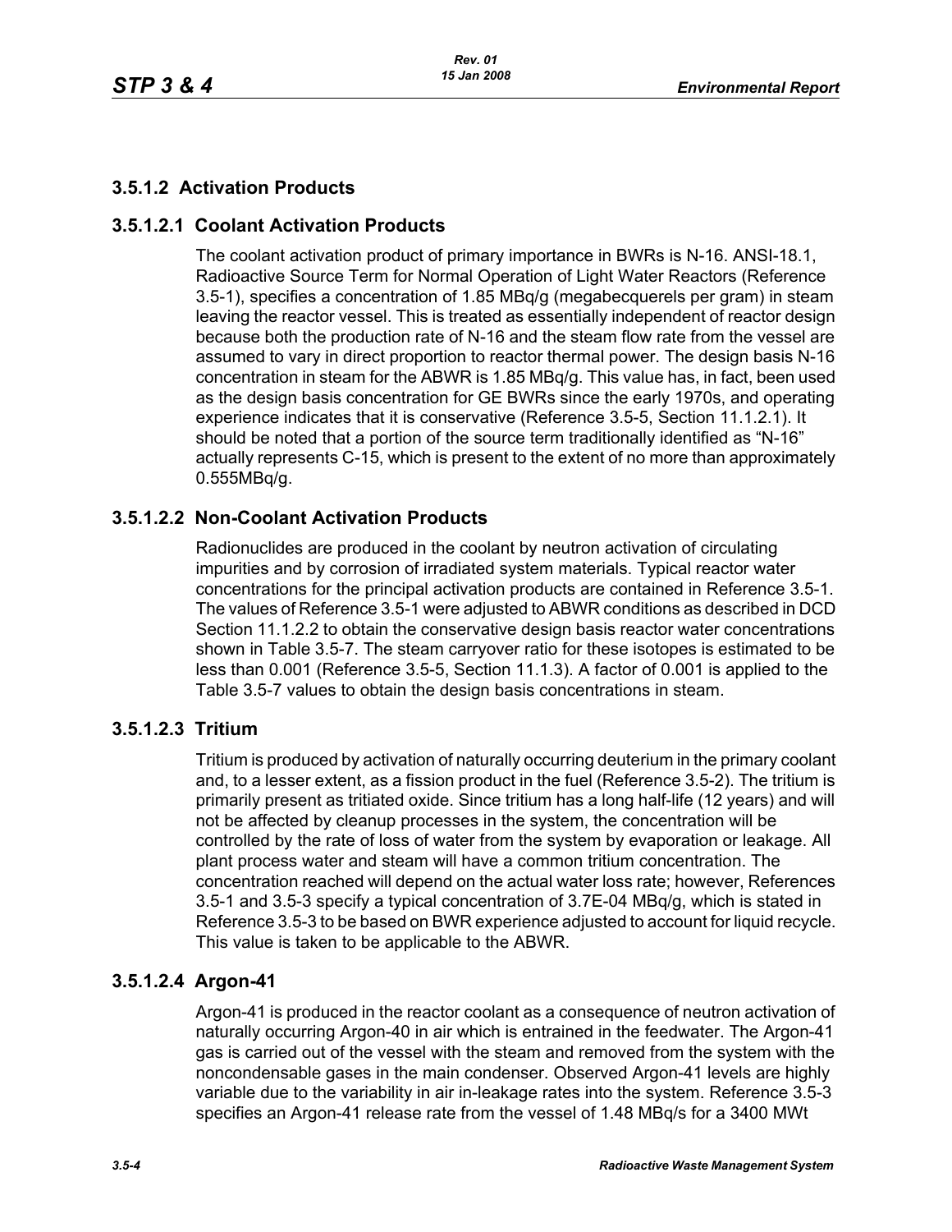### 3.5.1.2 Activation Products

#### 3.5.1.2.1 Coolant Activation Products

The coolant activation product of primary importance in BWRs is N-16. ANSI-18.1, Radioactive Source Term for Normal Operation of Light Water Reactors (Reference 3.5-1), specifies a concentration of 1.85 MBq/g (megabecquerels per gram) in steam leaving the reactor vessel. This is treated as essentially independent of reactor design because both the production rate of N-16 and the steam flow rate from the vessel are assumed to vary in direct proportion to reactor thermal power. The design basis N-16 concentration in steam for the ABWR is 1.85 MBq/g. This value has, in fact, been used as the design basis concentration for GE BWRs since the early 1970s, and operating experience indicates that it is conservative (Reference 3.5-5, Section 11.1.2.1). It should be noted that a portion of the source term traditionally identified as "N-16" actually represents C-15, which is present to the extent of no more than approximately 0.555MBq/g.

#### 3.5.1.2.2 Non-Coolant Activation Products

Radionuclides are produced in the coolant by neutron activation of circulating impurities and by corrosion of irradiated system materials. Typical reactor water concentrations for the principal activation products are contained in Reference 3.5-1. The values of Reference 3.5-1 were adjusted to ABWR conditions as described in DCD Section 11.1.2.2 to obtain the conservative design basis reactor water concentrations shown in Table 3.5-7. The steam carryover ratio for these isotopes is estimated to be less than 0.001 (Reference 3.5-5, Section 11.1.3). A factor of 0.001 is applied to the Table 3.5-7 values to obtain the design basis concentrations in steam.

#### 3.5.1.2.3 Tritium

Tritium is produced by activation of naturally occurring deuterium in the primary coolant and, to a lesser extent, as a fission product in the fuel (Reference 3.5-2). The tritium is primarily present as tritiated oxide. Since tritium has a long half-life (12 years) and will not be affected by cleanup processes in the system, the concentration will be controlled by the rate of loss of water from the system by evaporation or leakage. All plant process water and steam will have a common tritium concentration. The concentration reached will depend on the actual water loss rate; however, References 3.5-1 and 3.5-3 specify a typical concentration of 3.7E-04 MBq/g, which is stated in Reference 3.5-3 to be based on BWR experience adjusted to account for liquid recycle. This value is taken to be applicable to the ABWR.

#### 3.5.1.2.4 Argon-41

Argon-41 is produced in the reactor coolant as a consequence of neutron activation of naturally occurring Argon-40 in air which is entrained in the feedwater. The Argon-41 gas is carried out of the vessel with the steam and removed from the system with the noncondensable gases in the main condenser. Observed Argon-41 levels are highly variable due to the variability in air in-leakage rates into the system. Reference 3.5-3 specifies an Argon-41 release rate from the vessel of 1.48 MBq/s for a 3400 MWt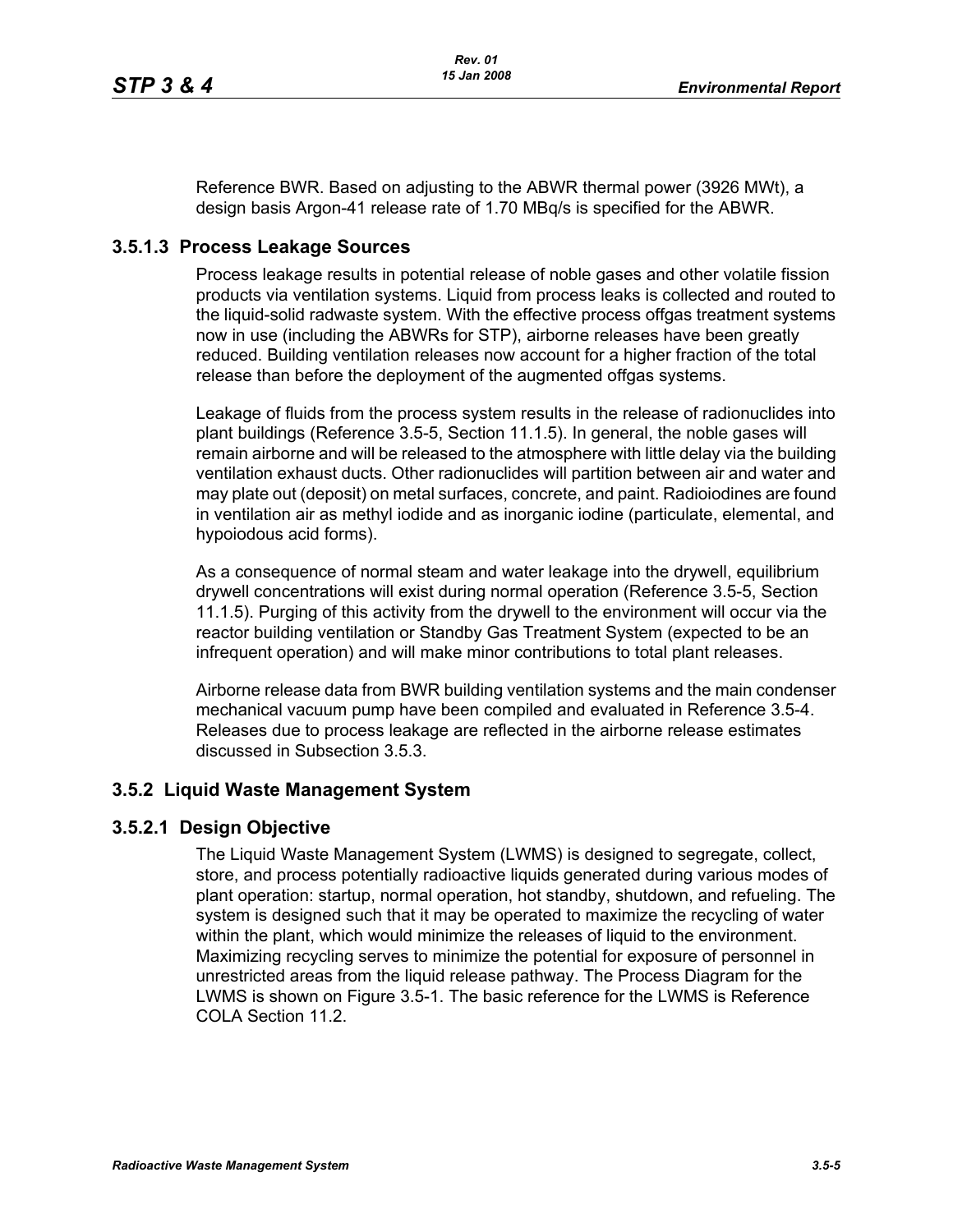Reference BWR. Based on adjusting to the ABWR thermal power (3926 MWt), a design basis Argon-41 release rate of 1.70 MBq/s is specified for the ABWR.

### 3.5.1.3 Process Leakage Sources

Process leakage results in potential release of noble gases and other volatile fission products via ventilation systems. Liquid from process leaks is collected and routed to the liquid-solid radwaste system. With the effective process offgas treatment systems now in use (including the ABWRs for STP), airborne releases have been greatly reduced. Building ventilation releases now account for a higher fraction of the total release than before the deployment of the augmented offgas systems.

Leakage of fluids from the process system results in the release of radionuclides into plant buildings (Reference 3.5-5, Section 11.1.5). In general, the noble gases will remain airborne and will be released to the atmosphere with little delay via the building ventilation exhaust ducts. Other radionuclides will partition between air and water and may plate out (deposit) on metal surfaces, concrete, and paint. Radioiodines are found in ventilation air as methyl iodide and as inorganic iodine (particulate, elemental, and hypoiodous acid forms).

As a consequence of normal steam and water leakage into the drywell, equilibrium drywell concentrations will exist during normal operation (Reference 3.5-5, Section 11.1.5). Purging of this activity from the drywell to the environment will occur via the reactor building ventilation or Standby Gas Treatment System (expected to be an infrequent operation) and will make minor contributions to total plant releases.

Airborne release data from BWR building ventilation systems and the main condenser mechanical vacuum pump have been compiled and evaluated in Reference 3.5-4. Releases due to process leakage are reflected in the airborne release estimates discussed in Subsection 3.5.3.

## 3.5.2 Liquid Waste Management System

### 3.5.2.1 Design Objective

The Liquid Waste Management System (LWMS) is designed to segregate, collect, store, and process potentially radioactive liquids generated during various modes of plant operation: startup, normal operation, hot standby, shutdown, and refueling. The system is designed such that it may be operated to maximize the recycling of water within the plant, which would minimize the releases of liquid to the environment. Maximizing recycling serves to minimize the potential for exposure of personnel in unrestricted areas from the liquid release pathway. The Process Diagram for the LWMS is shown on Figure 3.5-1. The basic reference for the LWMS is Reference COLA Section 11.2.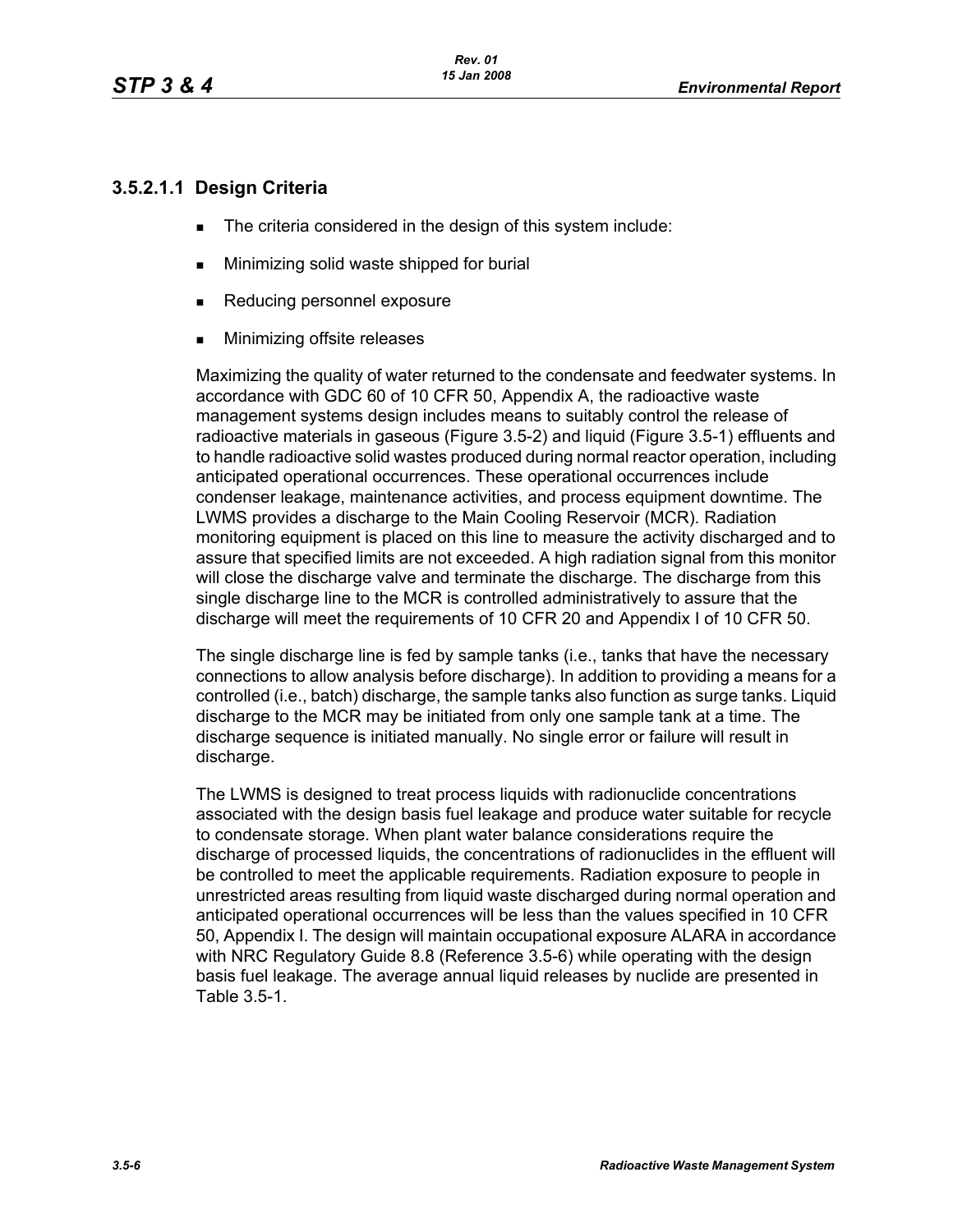### 3.5.2.1.1 Design Criteria

- The criteria considered in the design of this system include:
- Minimizing solid waste shipped for burial
- Reducing personnel exposure
- Minimizing offsite releases

Maximizing the quality of water returned to the condensate and feedwater systems. In accordance with GDC 60 of 10 CFR 50, Appendix A, the radioactive waste management systems design includes means to suitably control the release of radioactive materials in gaseous (Figure 3.5-2) and liquid (Figure 3.5-1) effluents and to handle radioactive solid wastes produced during normal reactor operation, including anticipated operational occurrences. These operational occurrences include condenser leakage, maintenance activities, and process equipment downtime. The LWMS provides a discharge to the Main Cooling Reservoir (MCR). Radiation monitoring equipment is placed on this line to measure the activity discharged and to assure that specified limits are not exceeded. A high radiation signal from this monitor will close the discharge valve and terminate the discharge. The discharge from this single discharge line to the MCR is controlled administratively to assure that the discharge will meet the requirements of 10 CFR 20 and Appendix I of 10 CFR 50.

The single discharge line is fed by sample tanks (i.e., tanks that have the necessary connections to allow analysis before discharge). In addition to providing a means for a controlled (i.e., batch) discharge, the sample tanks also function as surge tanks. Liquid discharge to the MCR may be initiated from only one sample tank at a time. The discharge sequence is initiated manually. No single error or failure will result in discharge.

The LWMS is designed to treat process liquids with radionuclide concentrations associated with the design basis fuel leakage and produce water suitable for recycle to condensate storage. When plant water balance considerations require the discharge of processed liquids, the concentrations of radionuclides in the effluent will be controlled to meet the applicable requirements. Radiation exposure to people in unrestricted areas resulting from liquid waste discharged during normal operation and anticipated operational occurrences will be less than the values specified in 10 CFR 50, Appendix I. The design will maintain occupational exposure ALARA in accordance with NRC Regulatory Guide 8.8 (Reference 3.5-6) while operating with the design basis fuel leakage. The average annual liquid releases by nuclide are presented in Table 3.5-1.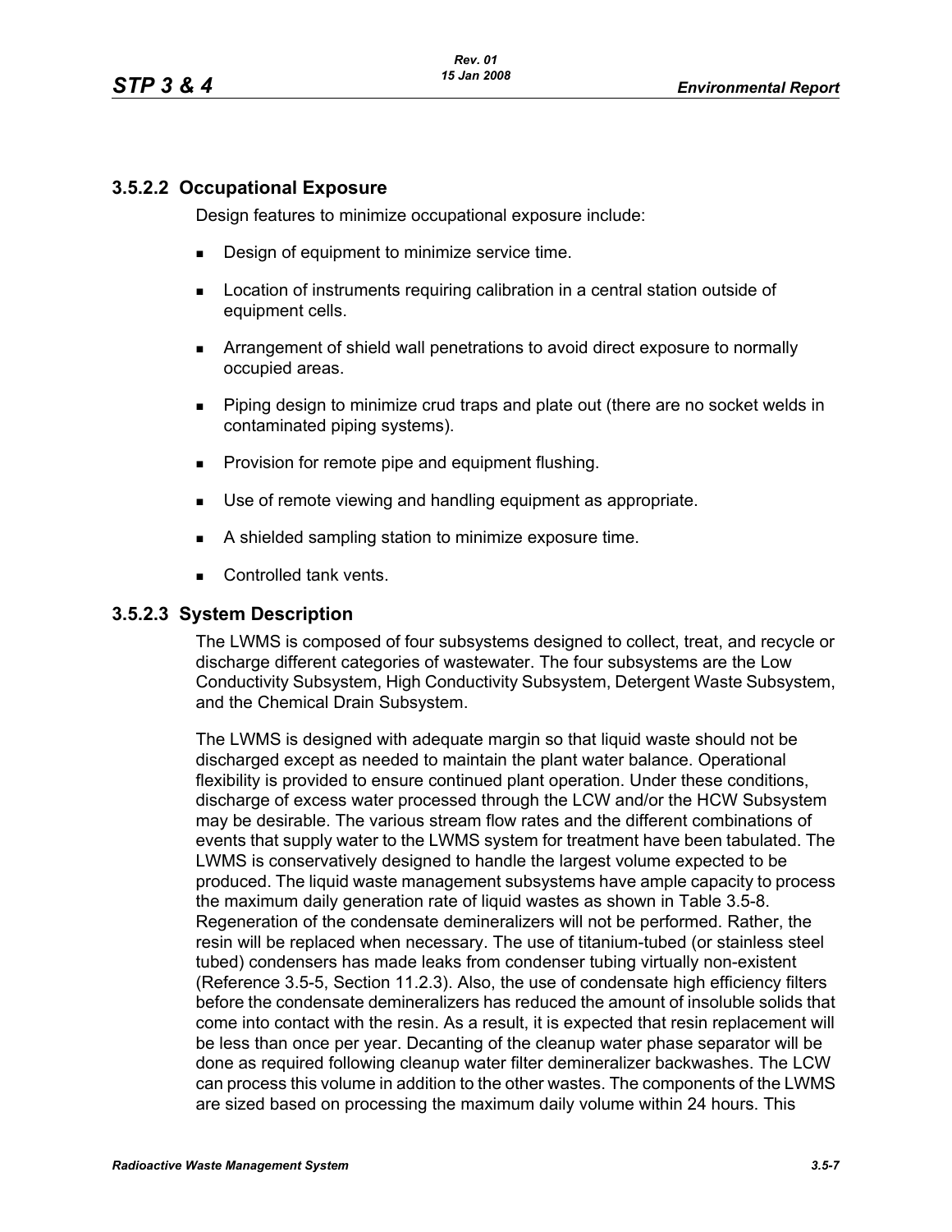### 3.5.2.2 Occupational Exposure

Design features to minimize occupational exposure include:

- Design of equipment to minimize service time.
- Location of instruments requiring calibration in a central station outside of equipment cells.
- Arrangement of shield wall penetrations to avoid direct exposure to normally occupied areas.
- Piping design to minimize crud traps and plate out (there are no socket welds in contaminated piping systems).
- Provision for remote pipe and equipment flushing.
- Use of remote viewing and handling equipment as appropriate.
- A shielded sampling station to minimize exposure time.
- Controlled tank vents.

### 3.5.2.3 System Description

The LWMS is composed of four subsystems designed to collect, treat, and recycle or discharge different categories of wastewater. The four subsystems are the Low Conductivity Subsystem, High Conductivity Subsystem, Detergent Waste Subsystem, and the Chemical Drain Subsystem.

The LWMS is designed with adequate margin so that liquid waste should not be discharged except as needed to maintain the plant water balance. Operational flexibility is provided to ensure continued plant operation. Under these conditions, discharge of excess water processed through the LCW and/or the HCW Subsystem may be desirable. The various stream flow rates and the different combinations of events that supply water to the LWMS system for treatment have been tabulated. The LWMS is conservatively designed to handle the largest volume expected to be produced. The liquid waste management subsystems have ample capacity to process the maximum daily generation rate of liquid wastes as shown in Table 3.5-8. Regeneration of the condensate demineralizers will not be performed. Rather, the resin will be replaced when necessary. The use of titanium-tubed (or stainless steel tubed) condensers has made leaks from condenser tubing virtually non-existent (Reference 3.5-5, Section 11.2.3). Also, the use of condensate high efficiency filters before the condensate demineralizers has reduced the amount of insoluble solids that come into contact with the resin. As a result, it is expected that resin replacement will be less than once per year. Decanting of the cleanup water phase separator will be done as required following cleanup water filter demineralizer backwashes. The LCW can process this volume in addition to the other wastes. The components of the LWMS are sized based on processing the maximum daily volume within 24 hours. This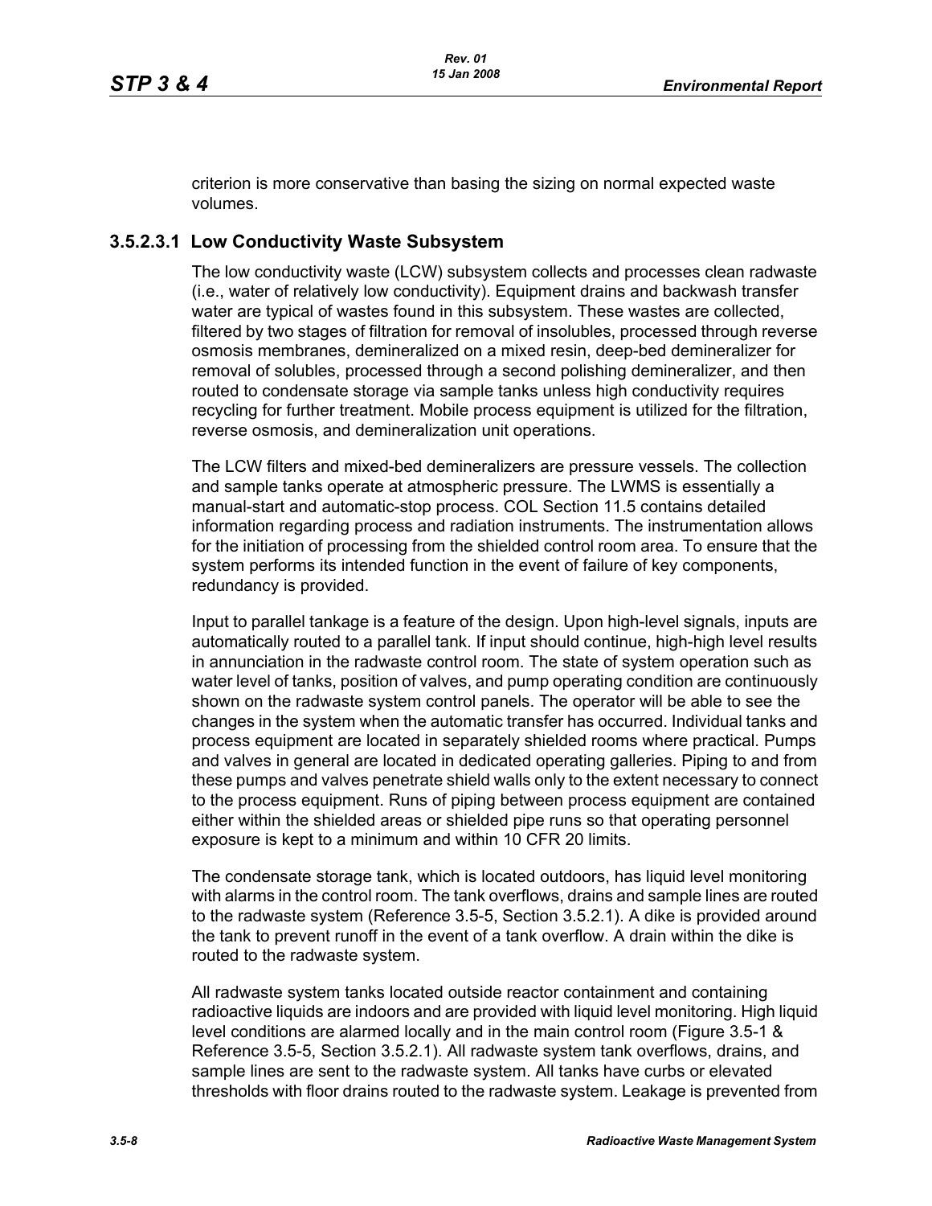criterion is more conservative than basing the sizing on normal expected waste volumes.

### 3.5.2.3.1 Low Conductivity Waste Subsystem

The low conductivity waste (LCW) subsystem collects and processes clean radwaste (i.e., water of relatively low conductivity). Equipment drains and backwash transfer water are typical of wastes found in this subsystem. These wastes are collected, filtered by two stages of filtration for removal of insolubles, processed through reverse osmosis membranes, demineralized on a mixed resin, deep-bed demineralizer for removal of solubles, processed through a second polishing demineralizer, and then routed to condensate storage via sample tanks unless high conductivity requires recycling for further treatment. Mobile process equipment is utilized for the filtration, reverse osmosis, and demineralization unit operations.

The LCW filters and mixed-bed demineralizers are pressure vessels. The collection and sample tanks operate at atmospheric pressure. The LWMS is essentially a manual-start and automatic-stop process. COL Section 11.5 contains detailed information regarding process and radiation instruments. The instrumentation allows for the initiation of processing from the shielded control room area. To ensure that the system performs its intended function in the event of failure of key components, redundancy is provided.

Input to parallel tankage is a feature of the design. Upon high-level signals, inputs are automatically routed to a parallel tank. If input should continue, high-high level results in annunciation in the radwaste control room. The state of system operation such as water level of tanks, position of valves, and pump operating condition are continuously shown on the radwaste system control panels. The operator will be able to see the changes in the system when the automatic transfer has occurred. Individual tanks and process equipment are located in separately shielded rooms where practical. Pumps and valves in general are located in dedicated operating galleries. Piping to and from these pumps and valves penetrate shield walls only to the extent necessary to connect to the process equipment. Runs of piping between process equipment are contained either within the shielded areas or shielded pipe runs so that operating personnel exposure is kept to a minimum and within 10 CFR 20 limits.

The condensate storage tank, which is located outdoors, has liquid level monitoring with alarms in the control room. The tank overflows, drains and sample lines are routed to the radwaste system (Reference 3.5-5, Section 3.5.2.1). A dike is provided around the tank to prevent runoff in the event of a tank overflow. A drain within the dike is routed to the radwaste system.

All radwaste system tanks located outside reactor containment and containing radioactive liquids are indoors and are provided with liquid level monitoring. High liquid level conditions are alarmed locally and in the main control room (Figure 3.5-1 & Reference 3.5-5, Section 3.5.2.1). All radwaste system tank overflows, drains, and sample lines are sent to the radwaste system. All tanks have curbs or elevated thresholds with floor drains routed to the radwaste system. Leakage is prevented from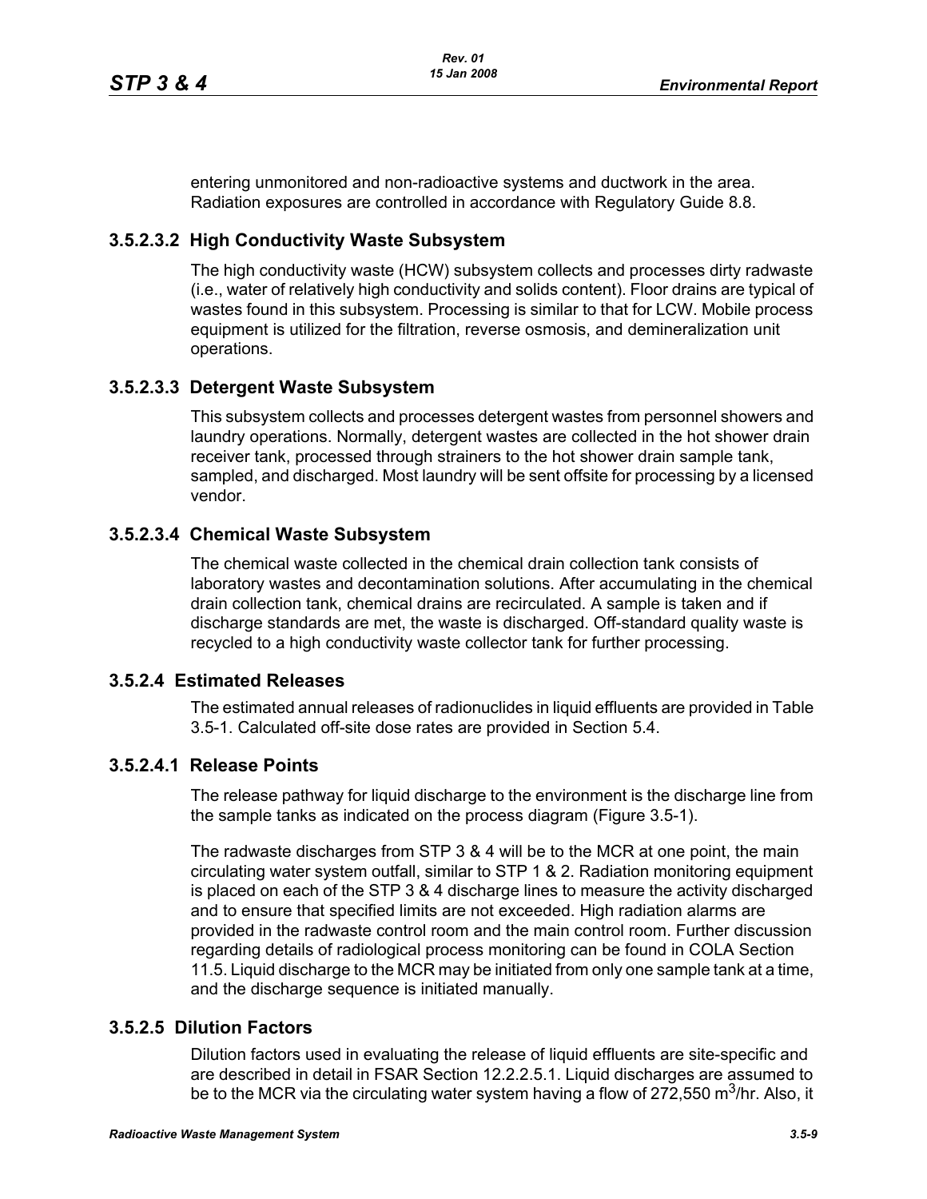entering unmonitored and non-radioactive systems and ductwork in the area. Radiation exposures are controlled in accordance with Regulatory Guide 8.8.

### 3.5.2.3.2 High Conductivity Waste Subsystem

The high conductivity waste (HCW) subsystem collects and processes dirty radwaste (i.e., water of relatively high conductivity and solids content). Floor drains are typical of wastes found in this subsystem. Processing is similar to that for LCW. Mobile process equipment is utilized for the filtration, reverse osmosis, and demineralization unit operations.

### 3.5.2.3.3 Detergent Waste Subsystem

This subsystem collects and processes detergent wastes from personnel showers and laundry operations. Normally, detergent wastes are collected in the hot shower drain receiver tank, processed through strainers to the hot shower drain sample tank, sampled, and discharged. Most laundry will be sent offsite for processing by a licensed vendor.

### 3.5.2.3.4 Chemical Waste Subsystem

The chemical waste collected in the chemical drain collection tank consists of laboratory wastes and decontamination solutions. After accumulating in the chemical drain collection tank, chemical drains are recirculated. A sample is taken and if discharge standards are met, the waste is discharged. Off-standard quality waste is recycled to a high conductivity waste collector tank for further processing.

## 3.5.2.4 Estimated Releases

The estimated annual releases of radionuclides in liquid effluents are provided in Table 3.5-1. Calculated off-site dose rates are provided in Section 5.4.

### 3.5.2.4.1 Release Points

The release pathway for liquid discharge to the environment is the discharge line from the sample tanks as indicated on the process diagram (Figure 3.5-1).

The radwaste discharges from STP 3 & 4 will be to the MCR at one point, the main circulating water system outfall, similar to STP 1 & 2. Radiation monitoring equipment is placed on each of the STP 3 & 4 discharge lines to measure the activity discharged and to ensure that specified limits are not exceeded. High radiation alarms are provided in the radwaste control room and the main control room. Further discussion regarding details of radiological process monitoring can be found in COLA Section 11.5. Liquid discharge to the MCR may be initiated from only one sample tank at a time, and the discharge sequence is initiated manually.

## 3.5.2.5 Dilution Factors

Dilution factors used in evaluating the release of liquid effluents are site-specific and are described in detail in FSAR Section 12.2.2.5.1. Liquid discharges are assumed to be to the MCR via the circulating water system having a flow of 272,550 $m^3$/hr. Also, it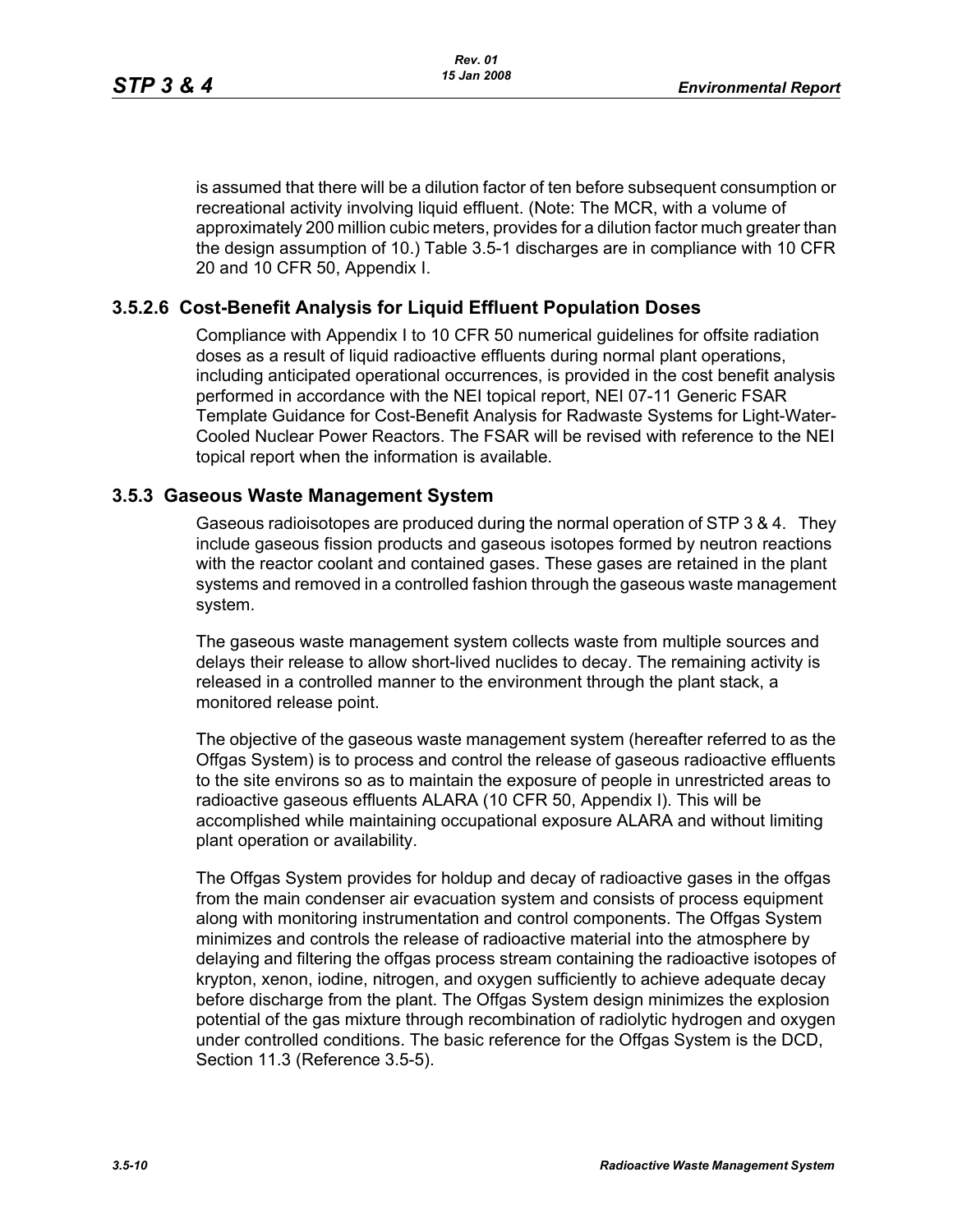is assumed that there will be a dilution factor of ten before subsequent consumption or recreational activity involving liquid effluent. (Note: The MCR, with a volume of approximately 200 million cubic meters, provides for a dilution factor much greater than the design assumption of 10.) Table 3.5-1 discharges are in compliance with 10 CFR 20 and 10 CFR 50, Appendix I.

### 3.5.2.6 Cost-Benefit Analysis for Liquid Effluent Population Doses

Compliance with Appendix I to 10 CFR 50 numerical guidelines for offsite radiation doses as a result of liquid radioactive effluents during normal plant operations, including anticipated operational occurrences, is provided in the cost benefit analysis performed in accordance with the NEI topical report, NEI 07-11 Generic FSAR Template Guidance for Cost-Benefit Analysis for Radwaste Systems for Light-Water-Cooled Nuclear Power Reactors. The FSAR will be revised with reference to the NEI topical report when the information is available.

## 3.5.3 Gaseous Waste Management System

Gaseous radioisotopes are produced during the normal operation of STP 3 & 4. They include gaseous fission products and gaseous isotopes formed by neutron reactions with the reactor coolant and contained gases. These gases are retained in the plant systems and removed in a controlled fashion through the gaseous waste management system.

The gaseous waste management system collects waste from multiple sources and delays their release to allow short-lived nuclides to decay. The remaining activity is released in a controlled manner to the environment through the plant stack, a monitored release point.

The objective of the gaseous waste management system (hereafter referred to as the Offgas System) is to process and control the release of gaseous radioactive effluents to the site environs so as to maintain the exposure of people in unrestricted areas to radioactive gaseous effluents ALARA (10 CFR 50, Appendix I). This will be accomplished while maintaining occupational exposure ALARA and without limiting plant operation or availability.

The Offgas System provides for holdup and decay of radioactive gases in the offgas from the main condenser air evacuation system and consists of process equipment along with monitoring instrumentation and control components. The Offgas System minimizes and controls the release of radioactive material into the atmosphere by delaying and filtering the offgas process stream containing the radioactive isotopes of krypton, xenon, iodine, nitrogen, and oxygen sufficiently to achieve adequate decay before discharge from the plant. The Offgas System design minimizes the explosion potential of the gas mixture through recombination of radiolytic hydrogen and oxygen under controlled conditions. The basic reference for the Offgas System is the DCD, Section 11.3 (Reference 3.5-5).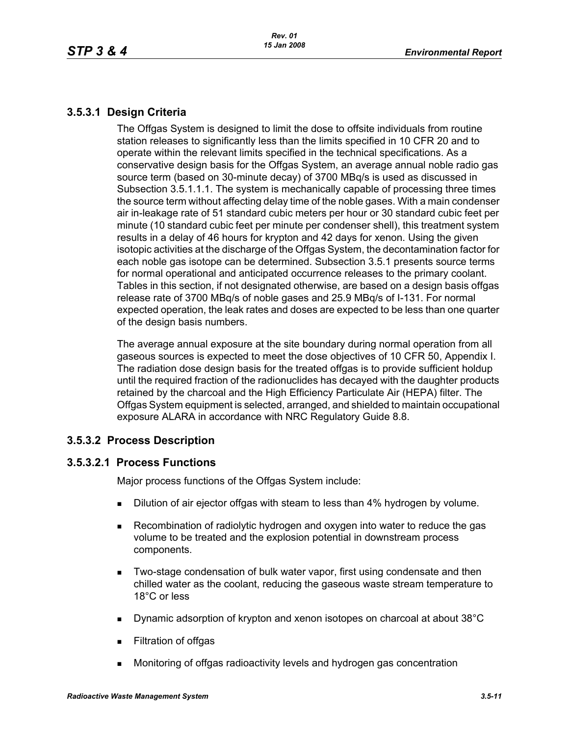### 3.5.3.1 Design Criteria

The Offgas System is designed to limit the dose to offsite individuals from routine station releases to significantly less than the limits specified in 10 CFR 20 and to operate within the relevant limits specified in the technical specifications. As a conservative design basis for the Offgas System, an average annual noble radio gas source term (based on 30-minute decay) of 3700 MBq/s is used as discussed in Subsection 3.5.1.1.1. The system is mechanically capable of processing three times the source term without affecting delay time of the noble gases. With a main condenser air in-leakage rate of 51 standard cubic meters per hour or 30 standard cubic feet per minute (10 standard cubic feet per minute per condenser shell), this treatment system results in a delay of 46 hours for krypton and 42 days for xenon. Using the given isotopic activities at the discharge of the Offgas System, the decontamination factor for each noble gas isotope can be determined. Subsection 3.5.1 presents source terms for normal operational and anticipated occurrence releases to the primary coolant. Tables in this section, if not designated otherwise, are based on a design basis offgas release rate of 3700 MBq/s of noble gases and 25.9 MBq/s of I-131. For normal expected operation, the leak rates and doses are expected to be less than one quarter of the design basis numbers.

The average annual exposure at the site boundary during normal operation from all gaseous sources is expected to meet the dose objectives of 10 CFR 50, Appendix I. The radiation dose design basis for the treated offgas is to provide sufficient holdup until the required fraction of the radionuclides has decayed with the daughter products retained by the charcoal and the High Efficiency Particulate Air (HEPA) filter. The Offgas System equipment is selected, arranged, and shielded to maintain occupational exposure ALARA in accordance with NRC Regulatory Guide 8.8.

### 3.5.3.2 Process Description

#### 3.5.3.2.1 Process Functions

Major process functions of the Offgas System include:

- Dilution of air ejector offgas with steam to less than 4% hydrogen by volume.
- Recombination of radiolytic hydrogen and oxygen into water to reduce the gas volume to be treated and the explosion potential in downstream process components.
- Two-stage condensation of bulk water vapor, first using condensate and then chilled water as the coolant, reducing the gaseous waste stream temperature to 18°C or less
- Dynamic adsorption of krypton and xenon isotopes on charcoal at about 38°C
- Filtration of offgas
- Monitoring of offgas radioactivity levels and hydrogen gas concentration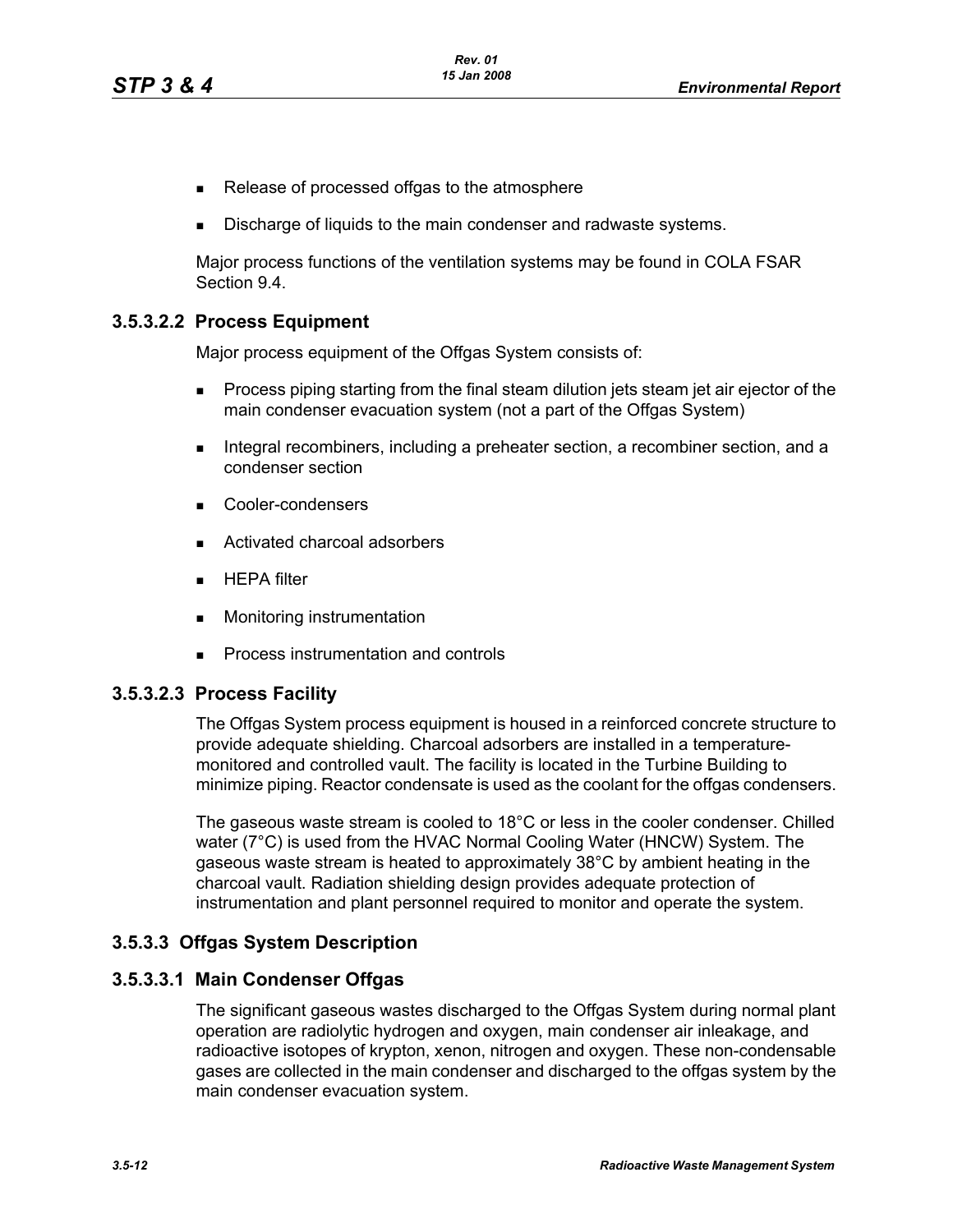- Release of processed offgas to the atmosphere
- Discharge of liquids to the main condenser and radwaste systems.

Major process functions of the ventilation systems may be found in COLA FSAR Section 9.4.

### 3.5.3.2.2 Process Equipment

Major process equipment of the Offgas System consists of:

- Process piping starting from the final steam dilution jets steam jet air ejector of the main condenser evacuation system (not a part of the Offgas System)
- Integral recombiners, including a preheater section, a recombiner section, and a condenser section
- Cooler-condensers
- Activated charcoal adsorbers
- HEPA filter
- Monitoring instrumentation
- Process instrumentation and controls

### 3.5.3.2.3 Process Facility

The Offgas System process equipment is housed in a reinforced concrete structure to provide adequate shielding. Charcoal adsorbers are installed in a temperature-monitored and controlled vault. The facility is located in the Turbine Building to minimize piping. Reactor condensate is used as the coolant for the offgas condensers.

The gaseous waste stream is cooled to 18°C or less in the cooler condenser. Chilled water (7°C) is used from the HVAC Normal Cooling Water (HNCW) System. The gaseous waste stream is heated to approximately 38°C by ambient heating in the charcoal vault. Radiation shielding design provides adequate protection of instrumentation and plant personnel required to monitor and operate the system.

## 3.5.3.3 Offgas System Description

### 3.5.3.3.1 Main Condenser Offgas

The significant gaseous wastes discharged to the Offgas System during normal plant operation are radiolytic hydrogen and oxygen, main condenser air inleakage, and radioactive isotopes of krypton, xenon, nitrogen and oxygen. These non-condensable gases are collected in the main condenser and discharged to the offgas system by the main condenser evacuation system.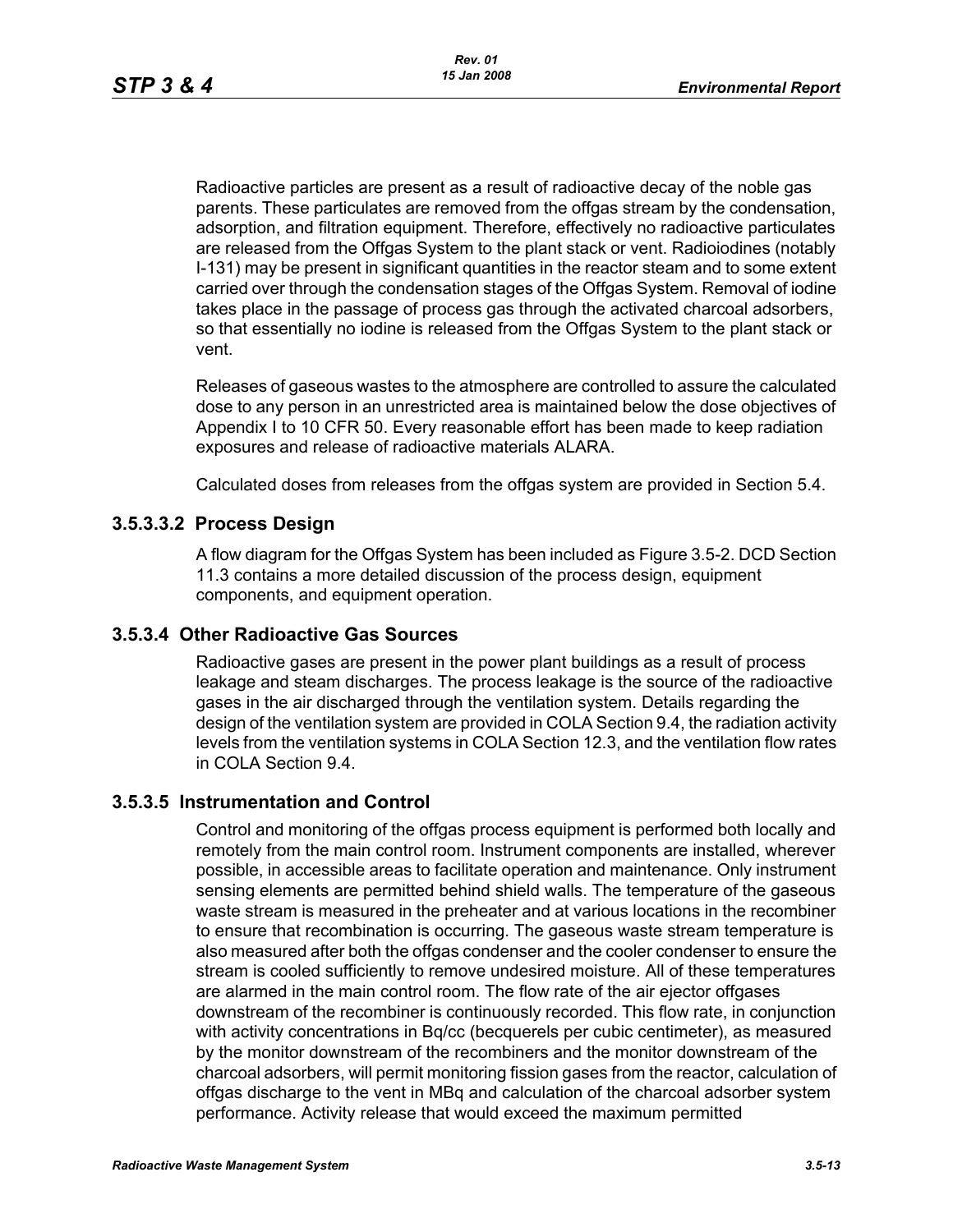Radioactive particles are present as a result of radioactive decay of the noble gas parents. These particulates are removed from the offgas stream by the condensation, adsorption, and filtration equipment. Therefore, effectively no radioactive particulates are released from the Offgas System to the plant stack or vent. Radioiodines (notably I-131) may be present in significant quantities in the reactor steam and to some extent carried over through the condensation stages of the Offgas System. Removal of iodine takes place in the passage of process gas through the activated charcoal adsorbers, so that essentially no iodine is released from the Offgas System to the plant stack or vent.

Releases of gaseous wastes to the atmosphere are controlled to assure the calculated dose to any person in an unrestricted area is maintained below the dose objectives of Appendix I to 10 CFR 50. Every reasonable effort has been made to keep radiation exposures and release of radioactive materials ALARA.

Calculated doses from releases from the offgas system are provided in Section 5.4.

### 3.5.3.3.2 Process Design

A flow diagram for the Offgas System has been included as Figure 3.5-2. DCD Section 11.3 contains a more detailed discussion of the process design, equipment components, and equipment operation.

## 3.5.3.4 Other Radioactive Gas Sources

Radioactive gases are present in the power plant buildings as a result of process leakage and steam discharges. The process leakage is the source of the radioactive gases in the air discharged through the ventilation system. Details regarding the design of the ventilation system are provided in COLA Section 9.4, the radiation activity levels from the ventilation systems in COLA Section 12.3, and the ventilation flow rates in COLA Section 9.4.

## 3.5.3.5 Instrumentation and Control

Control and monitoring of the offgas process equipment is performed both locally and remotely from the main control room. Instrument components are installed, wherever possible, in accessible areas to facilitate operation and maintenance. Only instrument sensing elements are permitted behind shield walls. The temperature of the gaseous waste stream is measured in the preheater and at various locations in the recombiner to ensure that recombination is occurring. The gaseous waste stream temperature is also measured after both the offgas condenser and the cooler condenser to ensure the stream is cooled sufficiently to remove undesired moisture. All of these temperatures are alarmed in the main control room. The flow rate of the air ejector offgases downstream of the recombiner is continuously recorded. This flow rate, in conjunction with activity concentrations in Bq/cc (becquerels per cubic centimeter), as measured by the monitor downstream of the recombiners and the monitor downstream of the charcoal adsorbers, will permit monitoring fission gases from the reactor, calculation of offgas discharge to the vent in MBq and calculation of the charcoal adsorber system performance. Activity release that would exceed the maximum permitted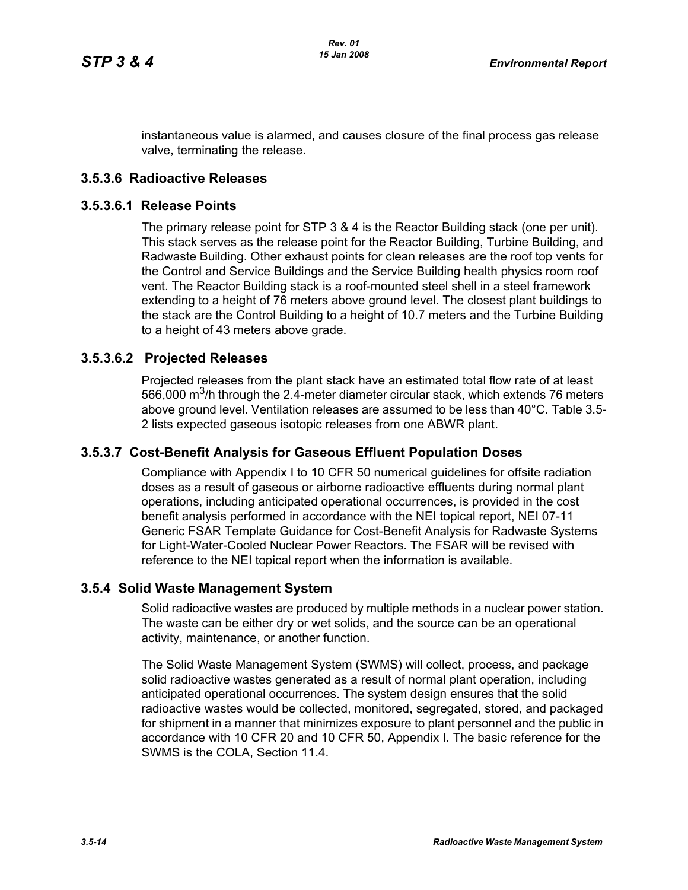instantaneous value is alarmed, and causes closure of the final process gas release valve, terminating the release.

### 3.5.3.6 Radioactive Releases

#### 3.5.3.6.1 Release Points

The primary release point for STP 3 & 4 is the Reactor Building stack (one per unit). This stack serves as the release point for the Reactor Building, Turbine Building, and Radwaste Building. Other exhaust points for clean releases are the roof top vents for the Control and Service Buildings and the Service Building health physics room roof vent. The Reactor Building stack is a roof-mounted steel shell in a steel framework extending to a height of 76 meters above ground level. The closest plant buildings to the stack are the Control Building to a height of 10.7 meters and the Turbine Building to a height of 43 meters above grade.

#### 3.5.3.6.2 Projected Releases

Projected releases from the plant stack have an estimated total flow rate of at least 566,000 $m^3$/h through the 2.4-meter diameter circular stack, which extends 76 meters above ground level. Ventilation releases are assumed to be less than 40°C. Table 3.5-2 lists expected gaseous isotopic releases from one ABWR plant.

### 3.5.3.7 Cost-Benefit Analysis for Gaseous Effluent Population Doses

Compliance with Appendix I to 10 CFR 50 numerical guidelines for offsite radiation doses as a result of gaseous or airborne radioactive effluents during normal plant operations, including anticipated operational occurrences, is provided in the cost benefit analysis performed in accordance with the NEI topical report, NEI 07-11 Generic FSAR Template Guidance for Cost-Benefit Analysis for Radwaste Systems for Light-Water-Cooled Nuclear Power Reactors. The FSAR will be revised with reference to the NEI topical report when the information is available.

## 3.5.4 Solid Waste Management System

Solid radioactive wastes are produced by multiple methods in a nuclear power station. The waste can be either dry or wet solids, and the source can be an operational activity, maintenance, or another function.

The Solid Waste Management System (SWMS) will collect, process, and package solid radioactive wastes generated as a result of normal plant operation, including anticipated operational occurrences. The system design ensures that the solid radioactive wastes would be collected, monitored, segregated, stored, and packaged for shipment in a manner that minimizes exposure to plant personnel and the public in accordance with 10 CFR 20 and 10 CFR 50, Appendix I. The basic reference for the SWMS is the COLA, Section 11.4.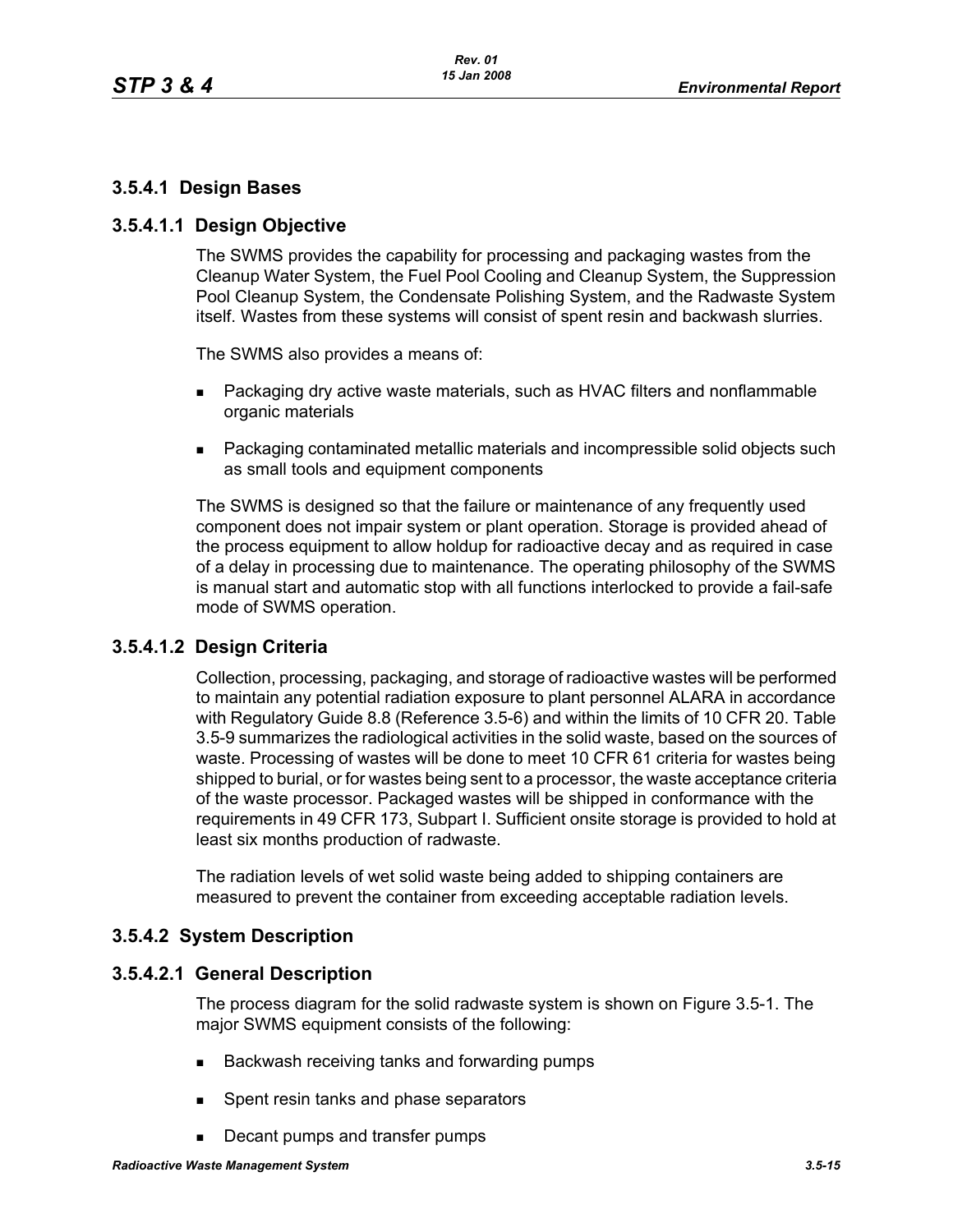### 3.5.4.1 Design Bases

#### 3.5.4.1.1 Design Objective

The SWMS provides the capability for processing and packaging wastes from the Cleanup Water System, the Fuel Pool Cooling and Cleanup System, the Suppression Pool Cleanup System, the Condensate Polishing System, and the Radwaste System itself. Wastes from these systems will consist of spent resin and backwash slurries.

The SWMS also provides a means of:

- Packaging dry active waste materials, such as HVAC filters and nonflammable organic materials
- Packaging contaminated metallic materials and incompressible solid objects such as small tools and equipment components

The SWMS is designed so that the failure or maintenance of any frequently used component does not impair system or plant operation. Storage is provided ahead of the process equipment to allow holdup for radioactive decay and as required in case of a delay in processing due to maintenance. The operating philosophy of the SWMS is manual start and automatic stop with all functions interlocked to provide a fail-safe mode of SWMS operation.

#### 3.5.4.1.2 Design Criteria

Collection, processing, packaging, and storage of radioactive wastes will be performed to maintain any potential radiation exposure to plant personnel ALARA in accordance with Regulatory Guide 8.8 (Reference 3.5-6) and within the limits of 10 CFR 20. Table 3.5-9 summarizes the radiological activities in the solid waste, based on the sources of waste. Processing of wastes will be done to meet 10 CFR 61 criteria for wastes being shipped to burial, or for wastes being sent to a processor, the waste acceptance criteria of the waste processor. Packaged wastes will be shipped in conformance with the requirements in 49 CFR 173, Subpart I. Sufficient onsite storage is provided to hold at least six months production of radwaste.

The radiation levels of wet solid waste being added to shipping containers are measured to prevent the container from exceeding acceptable radiation levels.

### 3.5.4.2 System Description

#### 3.5.4.2.1 General Description

The process diagram for the solid radwaste system is shown on Figure 3.5-1. The major SWMS equipment consists of the following:

- Backwash receiving tanks and forwarding pumps
- Spent resin tanks and phase separators
- Decant pumps and transfer pumps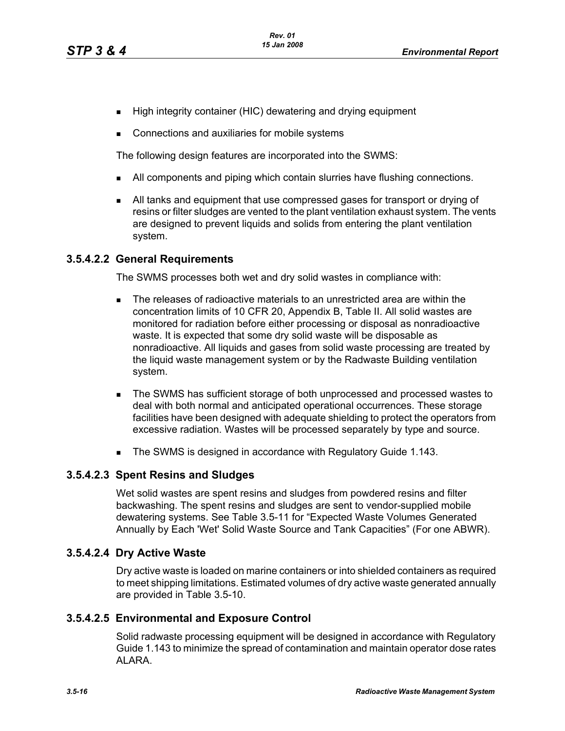- High integrity container (HIC) dewatering and drying equipment
- Connections and auxiliaries for mobile systems

The following design features are incorporated into the SWMS:

- All components and piping which contain slurries have flushing connections.
- All tanks and equipment that use compressed gases for transport or drying of resins or filter sludges are vented to the plant ventilation exhaust system. The vents are designed to prevent liquids and solids from entering the plant ventilation system.

### 3.5.4.2.2 General Requirements

The SWMS processes both wet and dry solid wastes in compliance with:

- The releases of radioactive materials to an unrestricted area are within the concentration limits of 10 CFR 20, Appendix B, Table II. All solid wastes are monitored for radiation before either processing or disposal as nonradioactive waste. It is expected that some dry solid waste will be disposable as nonradioactive. All liquids and gases from solid waste processing are treated by the liquid waste management system or by the Radwaste Building ventilation system.
- The SWMS has sufficient storage of both unprocessed and processed wastes to deal with both normal and anticipated operational occurrences. These storage facilities have been designed with adequate shielding to protect the operators from excessive radiation. Wastes will be processed separately by type and source.
- The SWMS is designed in accordance with Regulatory Guide 1.143.

### 3.5.4.2.3 Spent Resins and Sludges

Wet solid wastes are spent resins and sludges from powdered resins and filter backwashing. The spent resins and sludges are sent to vendor-supplied mobile dewatering systems. See Table 3.5-11 for "Expected Waste Volumes Generated Annually by Each 'Wet' Solid Waste Source and Tank Capacities" (For one ABWR).

### 3.5.4.2.4 Dry Active Waste

Dry active waste is loaded on marine containers or into shielded containers as required to meet shipping limitations. Estimated volumes of dry active waste generated annually are provided in Table 3.5-10.

### 3.5.4.2.5 Environmental and Exposure Control

Solid radwaste processing equipment will be designed in accordance with Regulatory Guide 1.143 to minimize the spread of contamination and maintain operator dose rates ALARA.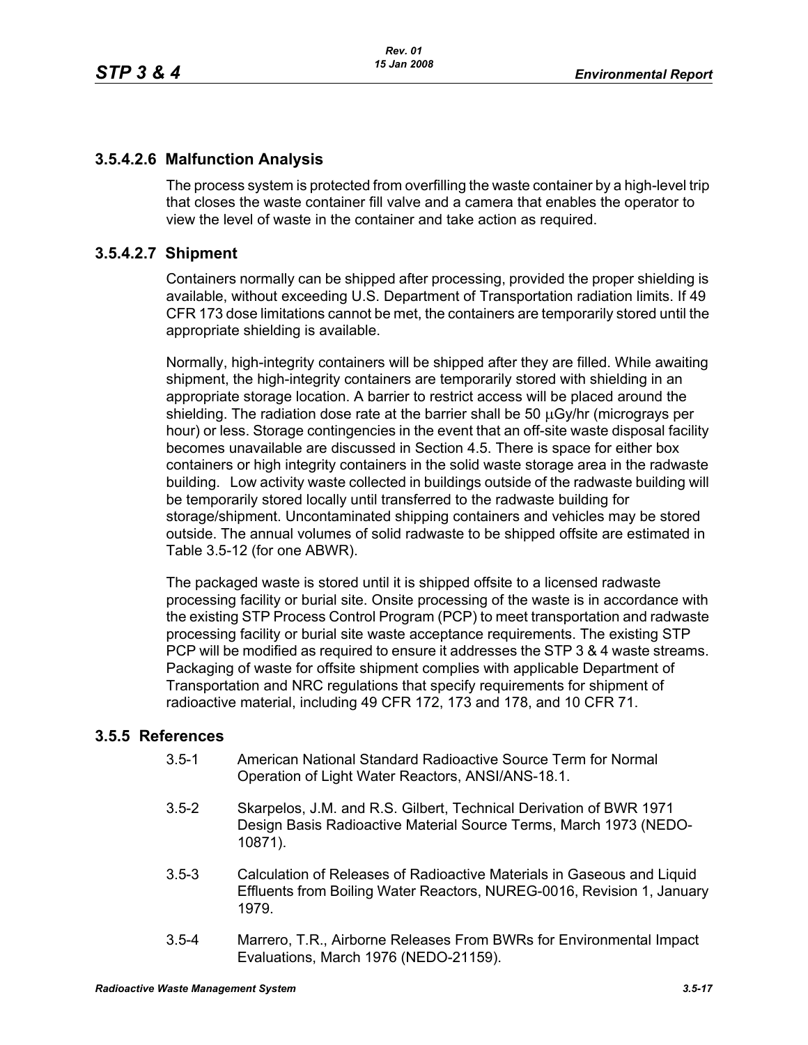### 3.5.4.2.6 Malfunction Analysis

The process system is protected from overfilling the waste container by a high-level trip that closes the waste container fill valve and a camera that enables the operator to view the level of waste in the container and take action as required.

### 3.5.4.2.7 Shipment

Containers normally can be shipped after processing, provided the proper shielding is available, without exceeding U.S. Department of Transportation radiation limits. If 49 CFR 173 dose limitations cannot be met, the containers are temporarily stored until the appropriate shielding is available.

Normally, high-integrity containers will be shipped after they are filled. While awaiting shipment, the high-integrity containers are temporarily stored with shielding in an appropriate storage location. A barrier to restrict access will be placed around the shielding. The radiation dose rate at the barrier shall be 50 μGy/hr (micrograys per hour) or less. Storage contingencies in the event that an off-site waste disposal facility becomes unavailable are discussed in Section 4.5. There is space for either box containers or high integrity containers in the solid waste storage area in the radwaste building. Low activity waste collected in buildings outside of the radwaste building will be temporarily stored locally until transferred to the radwaste building for storage/shipment. Uncontaminated shipping containers and vehicles may be stored outside. The annual volumes of solid radwaste to be shipped offsite are estimated in Table 3.5-12 (for one ABWR).

The packaged waste is stored until it is shipped offsite to a licensed radwaste processing facility or burial site. Onsite processing of the waste is in accordance with the existing STP Process Control Program (PCP) to meet transportation and radwaste processing facility or burial site waste acceptance requirements. The existing STP PCP will be modified as required to ensure it addresses the STP 3 & 4 waste streams. Packaging of waste for offsite shipment complies with applicable Department of Transportation and NRC regulations that specify requirements for shipment of radioactive material, including 49 CFR 172, 173 and 178, and 10 CFR 71.

## 3.5.5 References

3.5-1 American National Standard Radioactive Source Term for Normal Operation of Light Water Reactors, ANSI/ANS-18.1.

3.5-2 Skarpelos, J.M. and R.S. Gilbert, Technical Derivation of BWR 1971 Design Basis Radioactive Material Source Terms, March 1973 (NEDO-10871).

3.5-3 Calculation of Releases of Radioactive Materials in Gaseous and Liquid Effluents from Boiling Water Reactors, NUREG-0016, Revision 1, January 1979.

3.5-4 Marrero, T.R., Airborne Releases From BWRs for Environmental Impact Evaluations, March 1976 (NEDO-21159).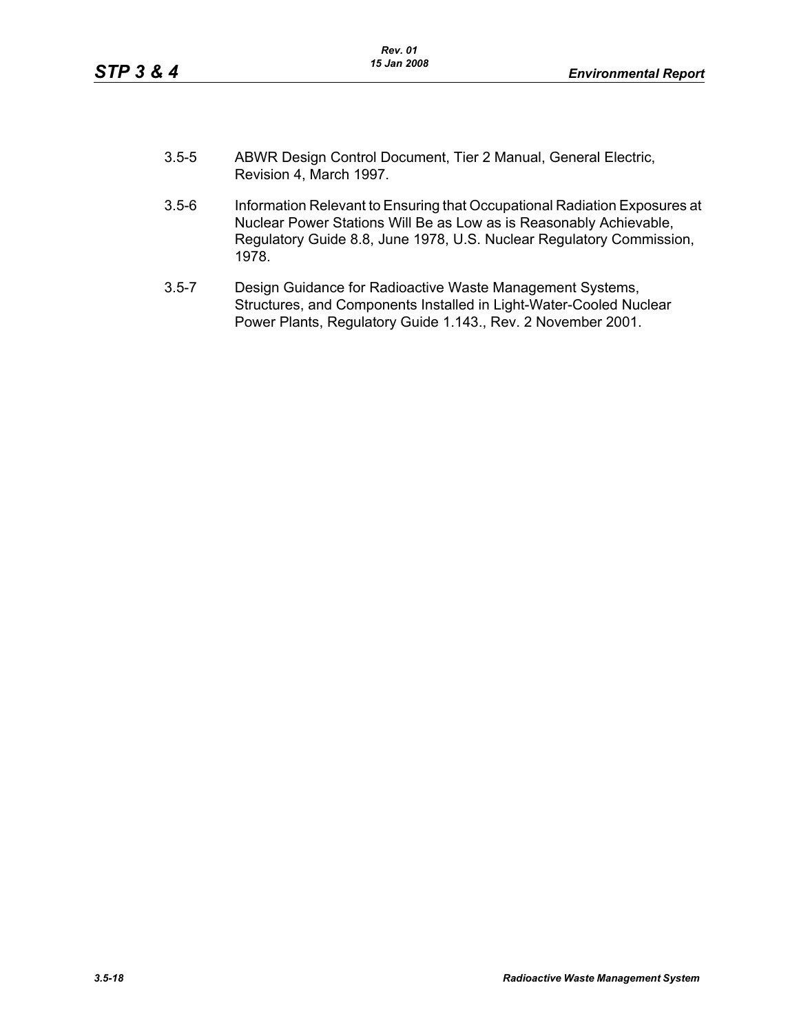3.5-5 ABWR Design Control Document, Tier 2 Manual, General Electric, Revision 4, March 1997.

3.5-6 Information Relevant to Ensuring that Occupational Radiation Exposures at Nuclear Power Stations Will Be as Low as is Reasonably Achievable, Regulatory Guide 8.8, June 1978, U.S. Nuclear Regulatory Commission, 1978.

3.5-7 Design Guidance for Radioactive Waste Management Systems, Structures, and Components Installed in Light-Water-Cooled Nuclear Power Plants, Regulatory Guide 1.143., Rev. 2 November 2001.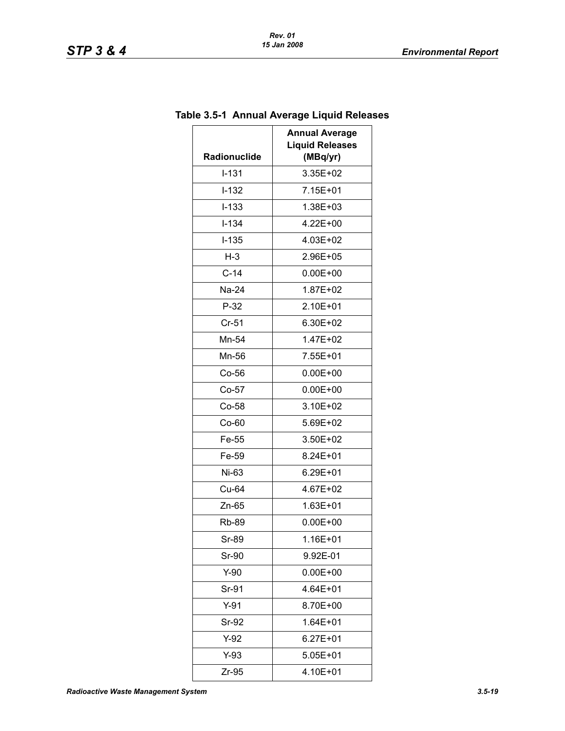**Table 3.5-1 Annual Average Liquid Releases**

| Radionuclide | Annual Average Liquid Releases (MBq/yr) |
|---|---|
| I-131 | 3.35E+02 |
| I-132 | 7.15E+01 |
| I-133 | 1.38E+03 |
| I-134 | 4.22E+00 |
| I-135 | 4.03E+02 |
| H-3 | 2.96E+05 |
| C-14 | 0.00E+00 |
| Na-24 | 1.87E+02 |
| P-32 | 2.10E+01 |
| Cr-51 | 6.30E+02 |
| Mn-54 | 1.47E+02 |
| Mn-56 | 7.55E+01 |
| Co-56 | 0.00E+00 |
| Co-57 | 0.00E+00 |
| Co-58 | 3.10E+02 |
| Co-60 | 5.69E+02 |
| Fe-55 | 3.50E+02 |
| Fe-59 | 8.24E+01 |
| Ni-63 | 6.29E+01 |
| Cu-64 | 4.67E+02 |
| Zn-65 | 1.63E+01 |
| Rb-89 | 0.00E+00 |
| Sr-89 | 1.16E+01 |
| Sr-90 | 9.92E-01 |
| Y-90 | 0.00E+00 |
| Sr-91 | 4.64E+01 |
| Y-91 | 8.70E+00 |
| Sr-92 | 1.64E+01 |
| Y-92 | 6.27E+01 |
| Y-93 | 5.05E+01 |
| Zr-95 | 4.10E+01 |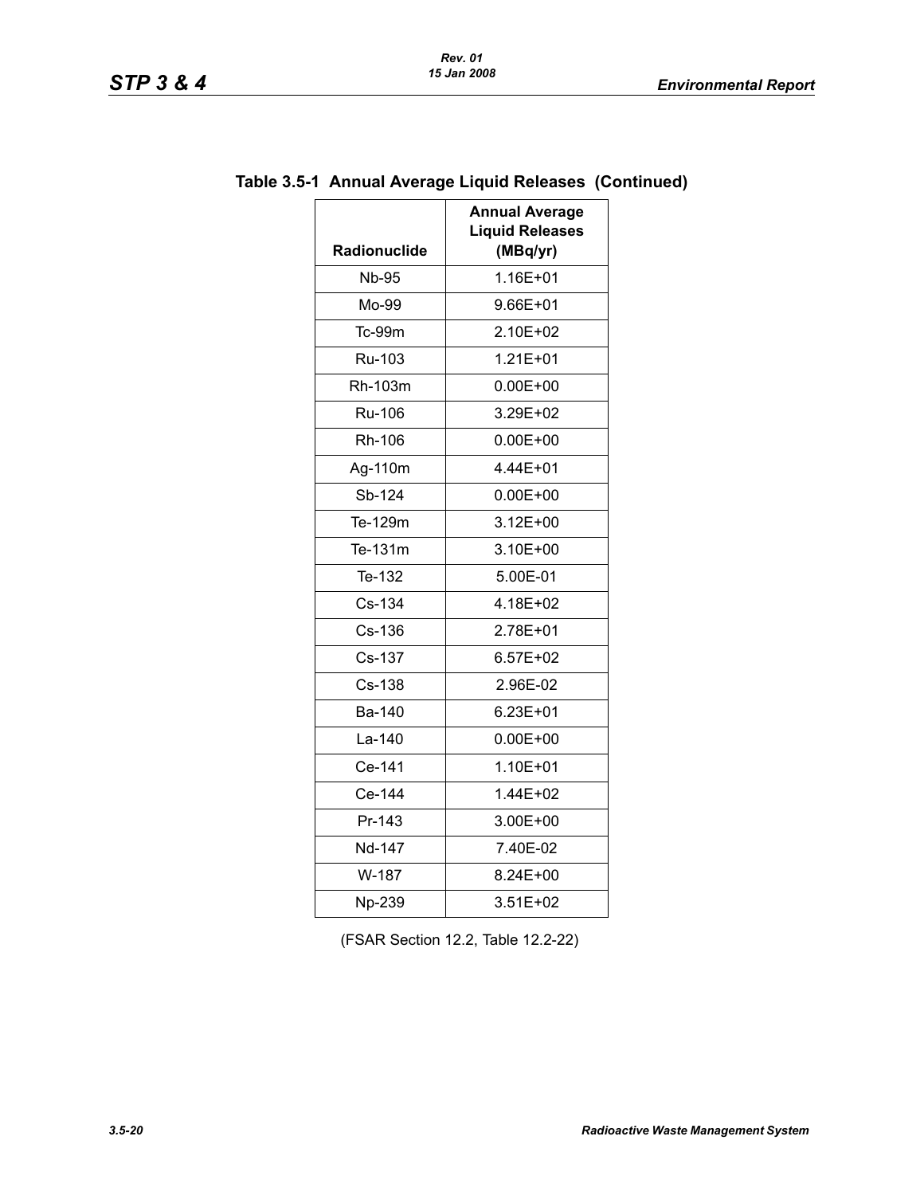## Table 3.5-1 Annual Average Liquid Releases (Continued)

| Radionuclide | Annual Average Liquid Releases (MBq/yr) |
|---|---|
| Nb-95 | 1.16E+01 |
| Mo-99 | 9.66E+01 |
| Tc-99m | 2.10E+02 |
| Ru-103 | 1.21E+01 |
| Rh-103m | 0.00E+00 |
| Ru-106 | 3.29E+02 |
| Rh-106 | 0.00E+00 |
| Ag-110m | 4.44E+01 |
| Sb-124 | 0.00E+00 |
| Te-129m | 3.12E+00 |
| Te-131m | 3.10E+00 |
| Te-132 | 5.00E-01 |
| Cs-134 | 4.18E+02 |
| Cs-136 | 2.78E+01 |
| Cs-137 | 6.57E+02 |
| Cs-138 | 2.96E-02 |
| Ba-140 | 6.23E+01 |
| La-140 | 0.00E+00 |
| Ce-141 | 1.10E+01 |
| Ce-144 | 1.44E+02 |
| Pr-143 | 3.00E+00 |
| Nd-147 | 7.40E-02 |
| W-187 | 8.24E+00 |
| Np-239 | 3.51E+02 |

(FSAR Section 12.2, Table 12.2-22)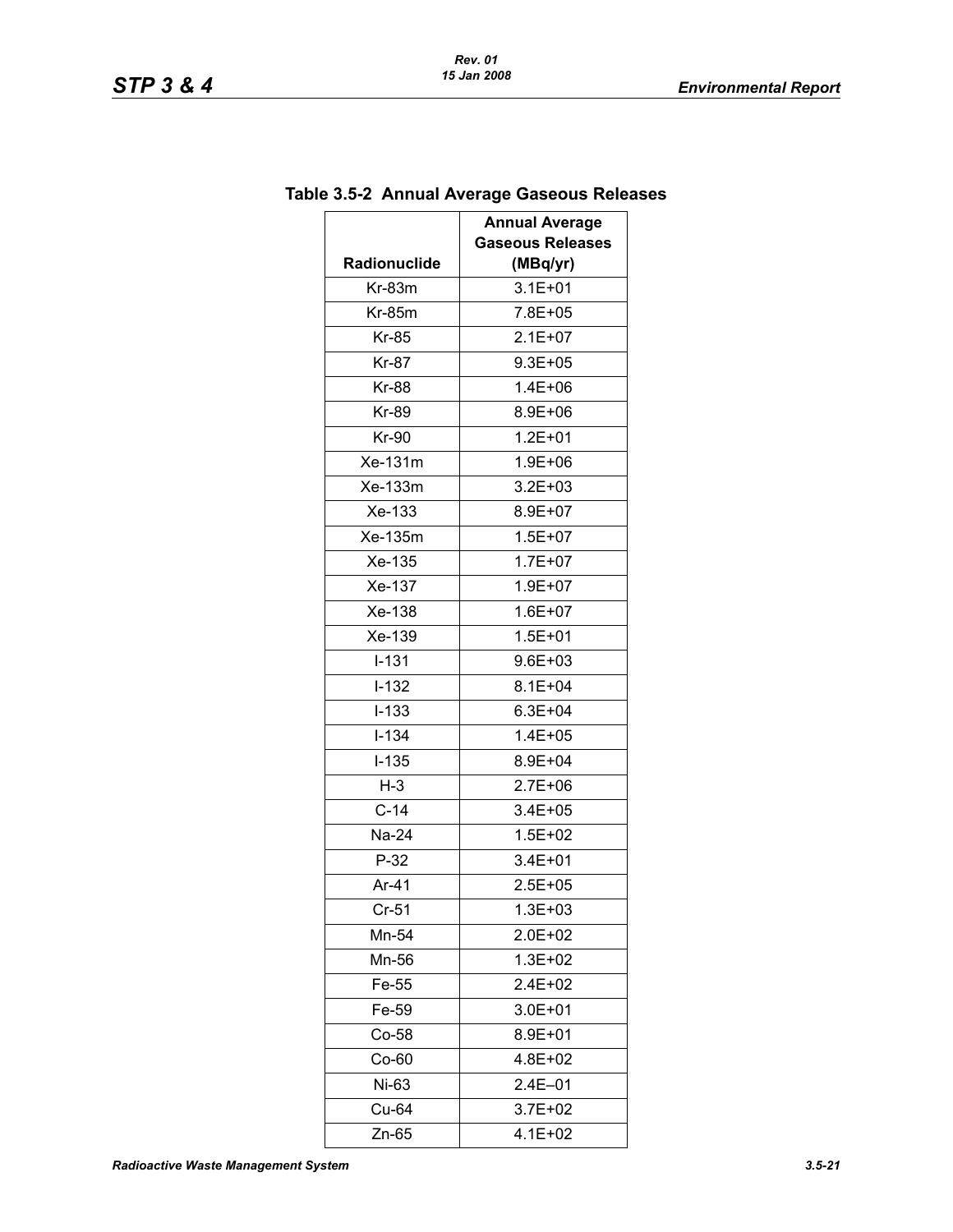## Table 3.5-2 Annual Average Gaseous Releases

| Radionuclide | Annual Average Gaseous Releases (MBq/yr) |
|---|---|
| Kr-83m | 3.1E+01 |
| Kr-85m | 7.8E+05 |
| Kr-85 | 2.1E+07 |
| Kr-87 | 9.3E+05 |
| Kr-88 | 1.4E+06 |
| Kr-89 | 8.9E+06 |
| Kr-90 | 1.2E+01 |
| Xe-131m | 1.9E+06 |
| Xe-133m | 3.2E+03 |
| Xe-133 | 8.9E+07 |
| Xe-135m | 1.5E+07 |
| Xe-135 | 1.7E+07 |
| Xe-137 | 1.9E+07 |
| Xe-138 | 1.6E+07 |
| Xe-139 | 1.5E+01 |
| I-131 | 9.6E+03 |
| I-132 | 8.1E+04 |
| I-133 | 6.3E+04 |
| I-134 | 1.4E+05 |
| I-135 | 8.9E+04 |
| H-3 | 2.7E+06 |
| C-14 | 3.4E+05 |
| Na-24 | 1.5E+02 |
| P-32 | 3.4E+01 |
| Ar-41 | 2.5E+05 |
| Cr-51 | 1.3E+03 |
| Mn-54 | 2.0E+02 |
| Mn-56 | 1.3E+02 |
| Fe-55 | 2.4E+02 |
| Fe-59 | 3.0E+01 |
| Co-58 | 8.9E+01 |
| Co-60 | 4.8E+02 |
| Ni-63 | 2.4E–01 |
| Cu-64 | 3.7E+02 |
| Zn-65 | 4.1E+02 |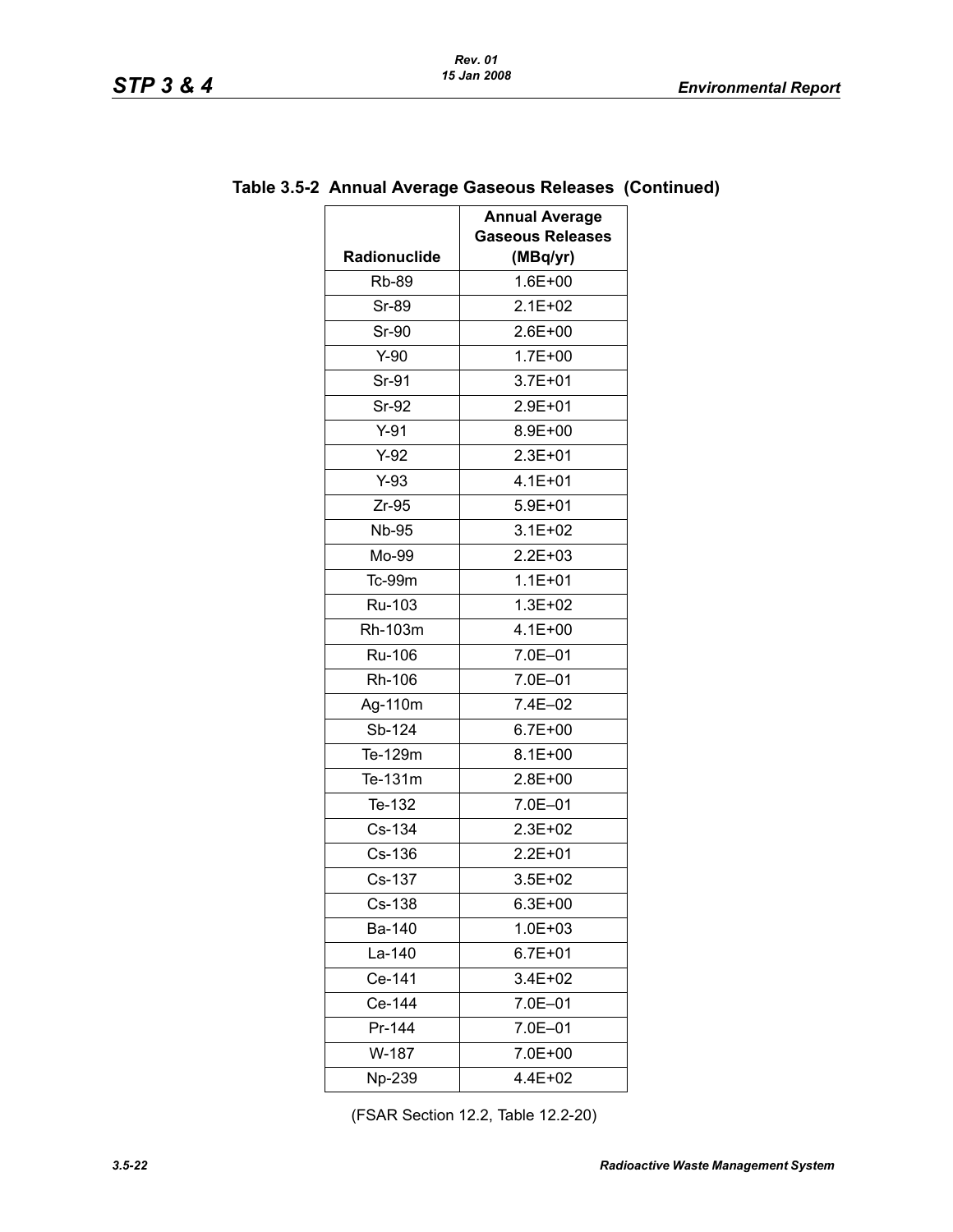**Table 3.5-2 Annual Average Gaseous Releases (Continued)**

| Radionuclide | Annual Average Gaseous Releases (MBq/yr) |
|---|---|
| Rb-89 | 1.6E+00 |
| Sr-89 | 2.1E+02 |
| Sr-90 | 2.6E+00 |
| Y-90 | 1.7E+00 |
| Sr-91 | 3.7E+01 |
| Sr-92 | 2.9E+01 |
| Y-91 | 8.9E+00 |
| Y-92 | 2.3E+01 |
| Y-93 | 4.1E+01 |
| Zr-95 | 5.9E+01 |
| Nb-95 | 3.1E+02 |
| Mo-99 | 2.2E+03 |
| Tc-99m | 1.1E+01 |
| Ru-103 | 1.3E+02 |
| Rh-103m | 4.1E+00 |
| Ru-106 | 7.0E–01 |
| Rh-106 | 7.0E–01 |
| Ag-110m | 7.4E–02 |
| Sb-124 | 6.7E+00 |
| Te-129m | 8.1E+00 |
| Te-131m | 2.8E+00 |
| Te-132 | 7.0E–01 |
| Cs-134 | 2.3E+02 |
| Cs-136 | 2.2E+01 |
| Cs-137 | 3.5E+02 |
| Cs-138 | 6.3E+00 |
| Ba-140 | 1.0E+03 |
| La-140 | 6.7E+01 |
| Ce-141 | 3.4E+02 |
| Ce-144 | 7.0E–01 |
| Pr-144 | 7.0E–01 |
| W-187 | 7.0E+00 |
| Np-239 | 4.4E+02 |

(FSAR Section 12.2, Table 12.2-20)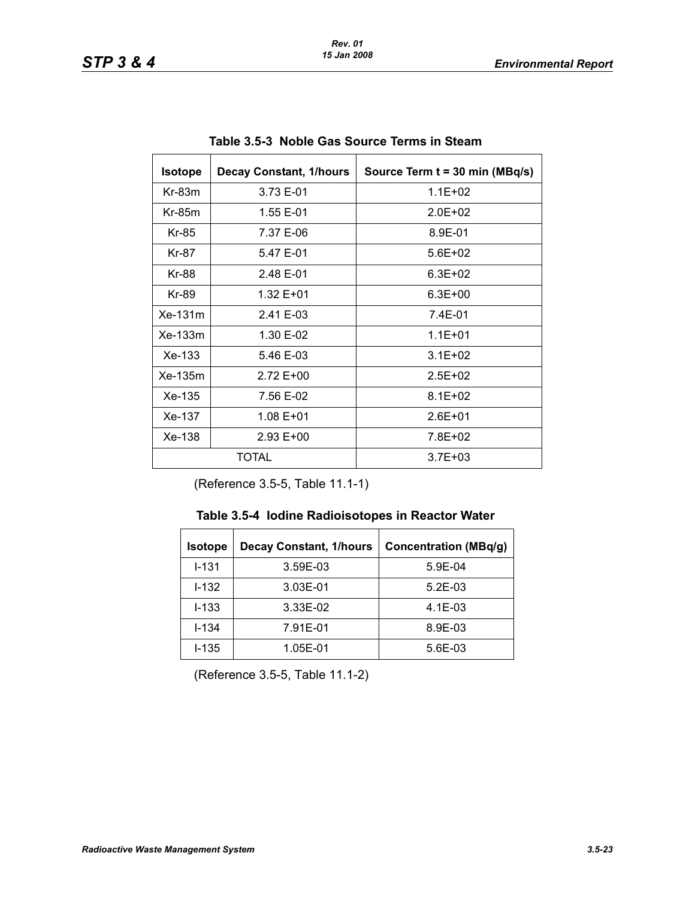**Table 3.5-3 Noble Gas Source Terms in Steam**

| Isotope | Decay Constant, 1/hours | Source Term t = 30 min (MBq/s) |
|---|---|---|
| Kr-83m | 3.73 E-01 | 1.1E+02 |
| Kr-85m | 1.55 E-01 | 2.0E+02 |
| Kr-85 | 7.37 E-06 | 8.9E-01 |
| Kr-87 | 5.47 E-01 | 5.6E+02 |
| Kr-88 | 2.48 E-01 | 6.3E+02 |
| Kr-89 | 1.32 E+01 | 6.3E+00 |
| Xe-131m | 2.41 E-03 | 7.4E-01 |
| Xe-133m | 1.30 E-02 | 1.1E+01 |
| Xe-133 | 5.46 E-03 | 3.1E+02 |
| Xe-135m | 2.72 E+00 | 2.5E+02 |
| Xe-135 | 7.56 E-02 | 8.1E+02 |
| Xe-137 | 1.08 E+01 | 2.6E+01 |
| Xe-138 | 2.93 E+00 | 7.8E+02 |
| TOTAL | | 3.7E+03 |

(Reference 3.5-5, Table 11.1-1)

**Table 3.5-4 Iodine Radioisotopes in Reactor Water**

| Isotope | Decay Constant, 1/hours | Concentration (MBq/g) |
|---|---|---|
| I-131 | 3.59E-03 | 5.9E-04 |
| I-132 | 3.03E-01 | 5.2E-03 |
| I-133 | 3.33E-02 | 4.1E-03 |
| I-134 | 7.91E-01 | 8.9E-03 |
| I-135 | 1.05E-01 | 5.6E-03 |

(Reference 3.5-5, Table 11.1-2)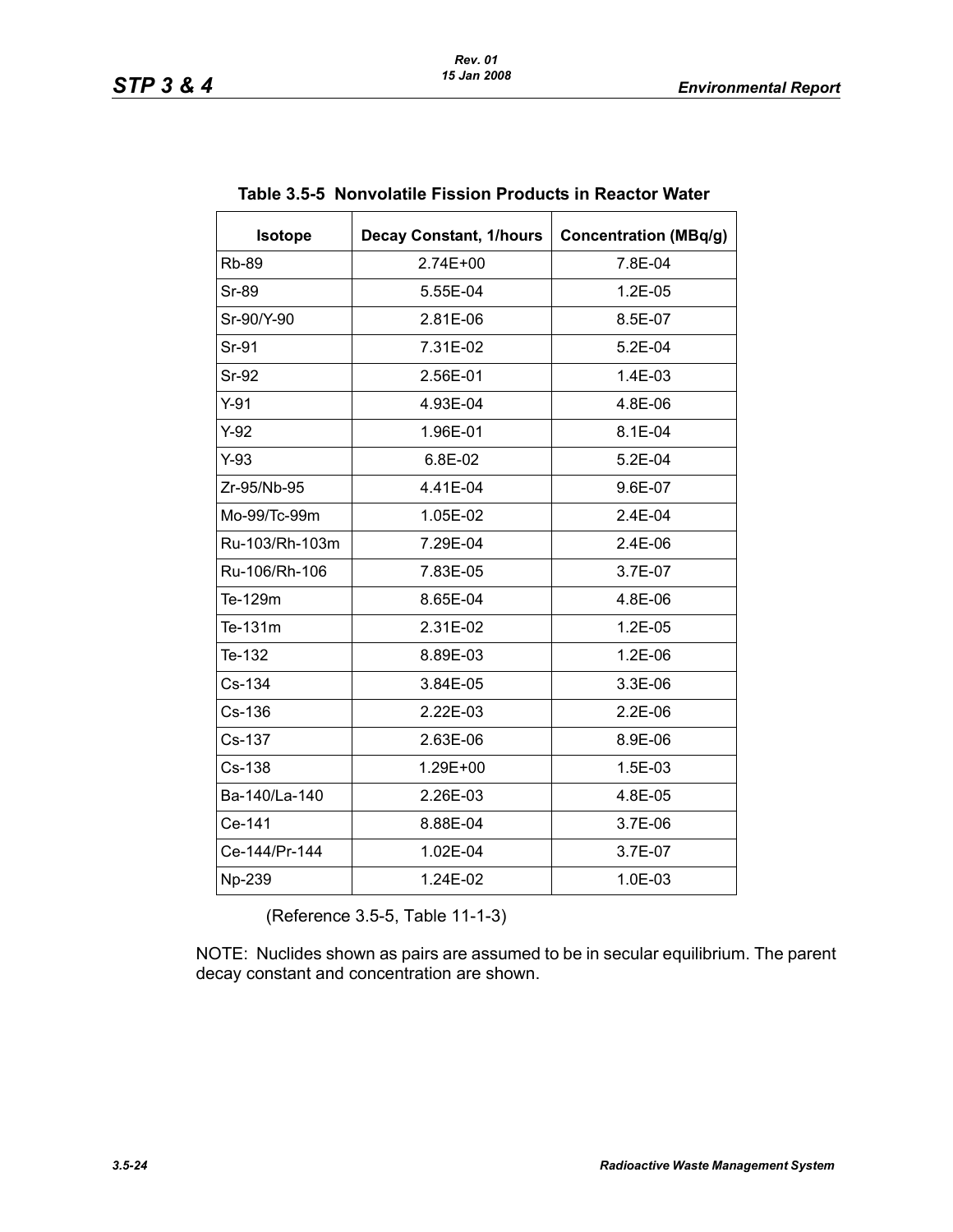**Table 3.5-5 Nonvolatile Fission Products in Reactor Water**

| Isotope | Decay Constant, 1/hours | Concentration (MBq/g) |
|---|---|---|
| Rb-89 | 2.74E+00 | 7.8E-04 |
| Sr-89 | 5.55E-04 | 1.2E-05 |
| Sr-90/Y-90 | 2.81E-06 | 8.5E-07 |
| Sr-91 | 7.31E-02 | 5.2E-04 |
| Sr-92 | 2.56E-01 | 1.4E-03 |
| Y-91 | 4.93E-04 | 4.8E-06 |
| Y-92 | 1.96E-01 | 8.1E-04 |
| Y-93 | 6.8E-02 | 5.2E-04 |
| Zr-95/Nb-95 | 4.41E-04 | 9.6E-07 |
| Mo-99/Tc-99m | 1.05E-02 | 2.4E-04 |
| Ru-103/Rh-103m | 7.29E-04 | 2.4E-06 |
| Ru-106/Rh-106 | 7.83E-05 | 3.7E-07 |
| Te-129m | 8.65E-04 | 4.8E-06 |
| Te-131m | 2.31E-02 | 1.2E-05 |
| Te-132 | 8.89E-03 | 1.2E-06 |
| Cs-134 | 3.84E-05 | 3.3E-06 |
| Cs-136 | 2.22E-03 | 2.2E-06 |
| Cs-137 | 2.63E-06 | 8.9E-06 |
| Cs-138 | 1.29E+00 | 1.5E-03 |
| Ba-140/La-140 | 2.26E-03 | 4.8E-05 |
| Ce-141 | 8.88E-04 | 3.7E-06 |
| Ce-144/Pr-144 | 1.02E-04 | 3.7E-07 |
| Np-239 | 1.24E-02 | 1.0E-03 |

(Reference 3.5-5, Table 11-1-3)

NOTE: Nuclides shown as pairs are assumed to be in secular equilibrium. The parent decay constant and concentration are shown.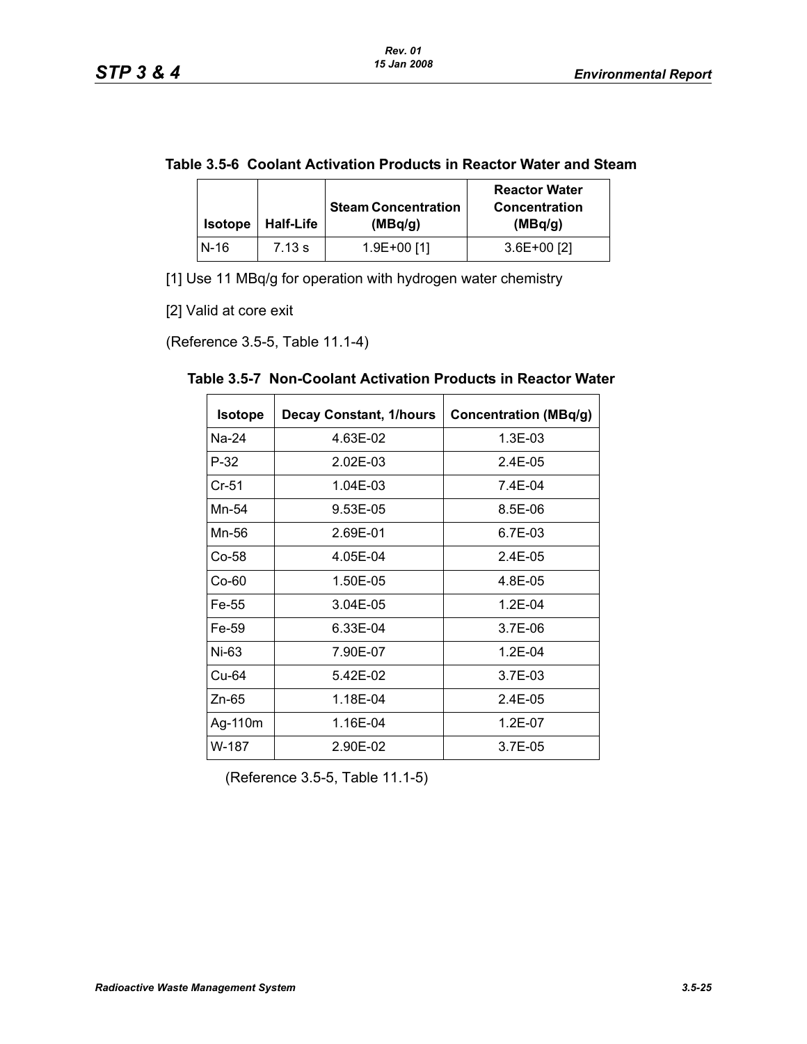**Table 3.5-6 Coolant Activation Products in Reactor Water and Steam**

| Isotope | Half-Life | Steam Concentration (MBq/g) | Reactor Water Concentration (MBq/g) |
|---|---|---|---|
| N-16 | 7.13 s | 1.9E+00 [1] | 3.6E+00 [2] |

[1] Use 11 MBq/g for operation with hydrogen water chemistry

[2] Valid at core exit

(Reference 3.5-5, Table 11.1-4)

**Table 3.5-7 Non-Coolant Activation Products in Reactor Water**

| Isotope | Decay Constant, 1/hours | Concentration (MBq/g) |
|---|---|---|
| Na-24 | 4.63E-02 | 1.3E-03 |
| P-32 | 2.02E-03 | 2.4E-05 |
| Cr-51 | 1.04E-03 | 7.4E-04 |
| Mn-54 | 9.53E-05 | 8.5E-06 |
| Mn-56 | 2.69E-01 | 6.7E-03 |
| Co-58 | 4.05E-04 | 2.4E-05 |
| Co-60 | 1.50E-05 | 4.8E-05 |
| Fe-55 | 3.04E-05 | 1.2E-04 |
| Fe-59 | 6.33E-04 | 3.7E-06 |
| Ni-63 | 7.90E-07 | 1.2E-04 |
| Cu-64 | 5.42E-02 | 3.7E-03 |
| Zn-65 | 1.18E-04 | 2.4E-05 |
| Ag-110m | 1.16E-04 | 1.2E-07 |
| W-187 | 2.90E-02 | 3.7E-05 |

(Reference 3.5-5, Table 11.1-5)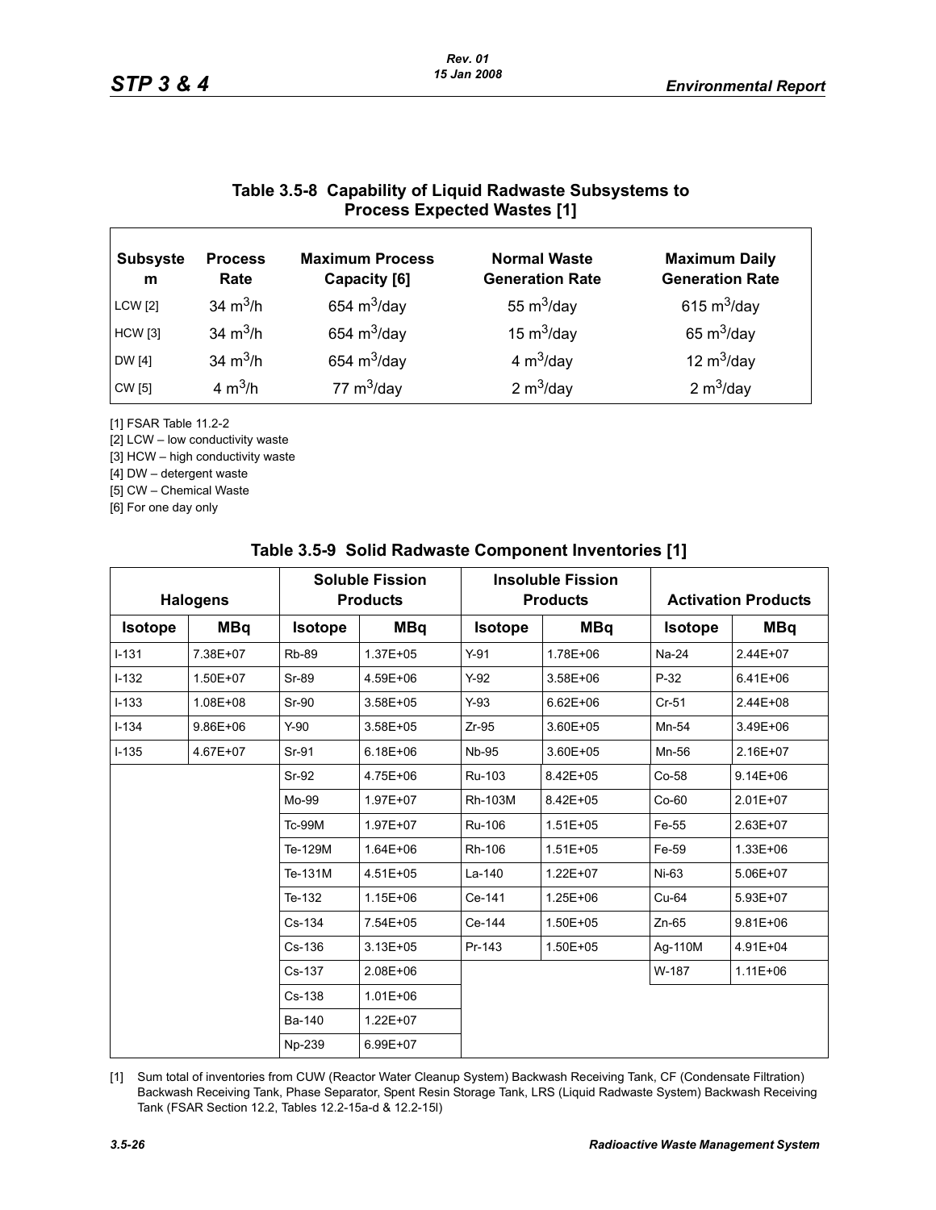## Table 3.5-8 Capability of Liquid Radwaste Subsystems to Process Expected Wastes [1]

| Subsystem | Process Rate | Maximum Process Capacity [6] | Normal Waste Generation Rate | Maximum Daily Generation Rate |
|---|---|---|---|---|
| LCW [2] | 34 $m^3$/h | 654 $m^3$/day | 55 $m^3$/day | 615 $m^3$/day |
| HCW [3] | 34 $m^3$/h | 654 $m^3$/day | 15 $m^3$/day | 65 $m^3$/day |
| DW [4] | 34 $m^3$/h | 654 $m^3$/day | 4 $m^3$/day | 12 $m^3$/day |
| CW [5] | 4 $m^3$/h | 77 $m^3$/day | 2 $m^3$/day | 2 $m^3$/day |

[1] FSAR Table 11.2-2

[2] LCW – low conductivity waste

[3] HCW – high conductivity waste

[4] DW – detergent waste

[5] CW – Chemical Waste

[6] For one day only

## Table 3.5-9 Solid Radwaste Component Inventories [1]

| Halogens | | Soluble Fission Products | | Insoluble Fission Products | | Activation Products | |
|---|---|---|---|---|---|---|---|
| Isotope | MBq | Isotope | MBq | Isotope | MBq | Isotope | MBq |
| I-131 | 7.38E+07 | Rb-89 | 1.37E+05 | Y-91 | 1.78E+06 | Na-24 | 2.44E+07 |
| I-132 | 1.50E+07 | Sr-89 | 4.59E+06 | Y-92 | 3.58E+06 | P-32 | 6.41E+06 |
| I-133 | 1.08E+08 | Sr-90 | 3.58E+05 | Y-93 | 6.62E+06 | Cr-51 | 2.44E+08 |
| I-134 | 9.86E+06 | Y-90 | 3.58E+05 | Zr-95 | 3.60E+05 | Mn-54 | 3.49E+06 |
| I-135 | 4.67E+07 | Sr-91 | 6.18E+06 | Nb-95 | 3.60E+05 | Mn-56 | 2.16E+07 |
| | | Sr-92 | 4.75E+06 | Ru-103 | 8.42E+05 | Co-58 | 9.14E+06 |
| | | Mo-99 | 1.97E+07 | Rh-103M | 8.42E+05 | Co-60 | 2.01E+07 |
| | | Tc-99M | 1.97E+07 | Ru-106 | 1.51E+05 | Fe-55 | 2.63E+07 |
| | | Te-129M | 1.64E+06 | Rh-106 | 1.51E+05 | Fe-59 | 1.33E+06 |
| | | Te-131M | 4.51E+05 | La-140 | 1.22E+07 | Ni-63 | 5.06E+07 |
| | | Te-132 | 1.15E+06 | Ce-141 | 1.25E+06 | Cu-64 | 5.93E+07 |
| | | Cs-134 | 7.54E+05 | Ce-144 | 1.50E+05 | Zn-65 | 9.81E+06 |
| | | Cs-136 | 3.13E+05 | Pr-143 | 1.50E+05 | Ag-110M | 4.91E+04 |
| | | Cs-137 | 2.08E+06 | | | W-187 | 1.11E+06 |
| | | Cs-138 | 1.01E+06 | | | | |
| | | Ba-140 | 1.22E+07 | | | | |
| | | Np-239 | 6.99E+07 | | | | |

[1] Sum total of inventories from CUW (Reactor Water Cleanup System) Backwash Receiving Tank, CF (Condensate Filtration) Backwash Receiving Tank, Phase Separator, Spent Resin Storage Tank, LRS (Liquid Radwaste System) Backwash Receiving Tank (FSAR Section 12.2, Tables 12.2-15a-d & 12.2-15l)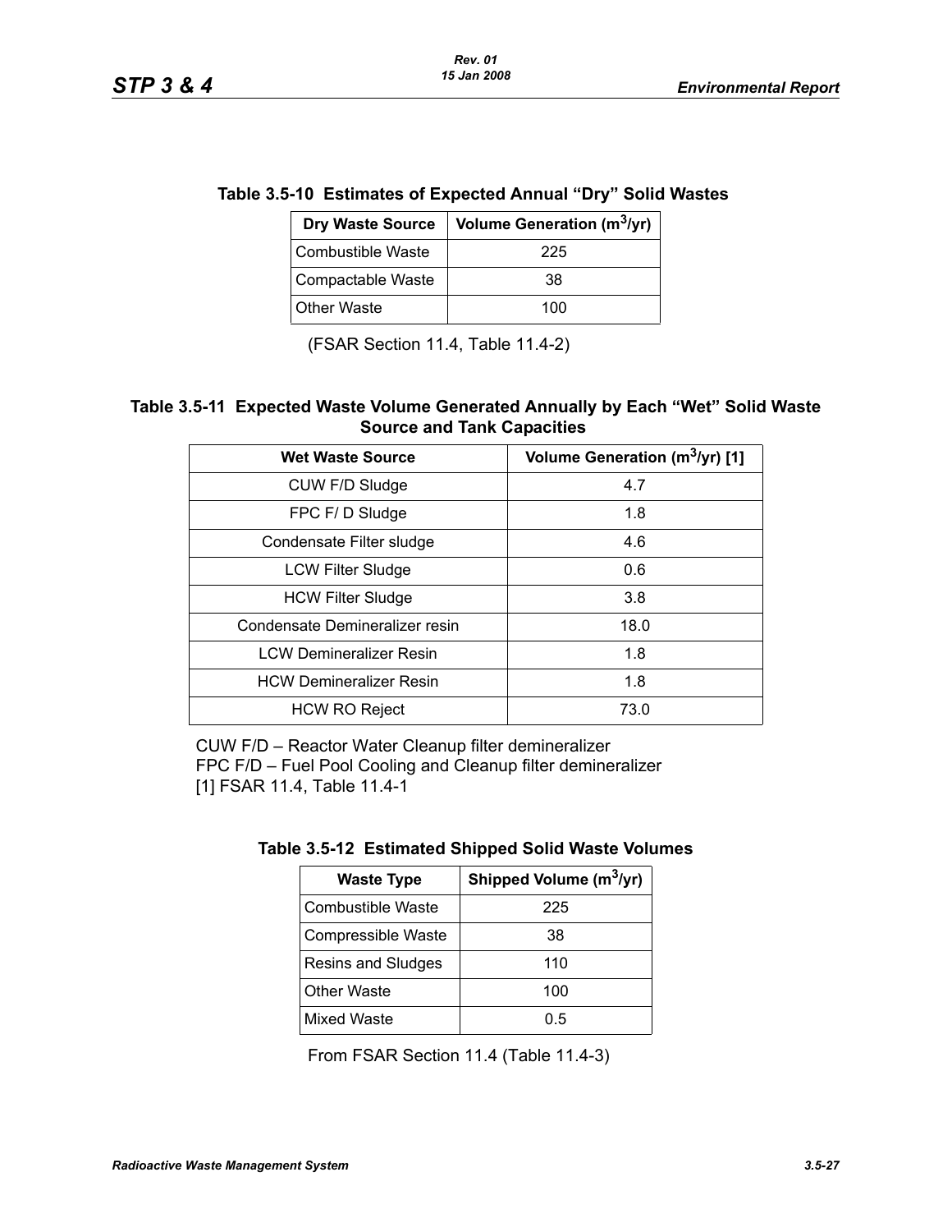**Table 3.5-10 Estimates of Expected Annual “Dry” Solid Wastes**

| Dry Waste Source | Volume Generation ($m^3$/yr) |
|---|---|
| Combustible Waste | 225 |
| Compactable Waste | 38 |
| Other Waste | 100 |

(FSAR Section 11.4, Table 11.4-2)

**Table 3.5-11 Expected Waste Volume Generated Annually by Each “Wet” Solid Waste Source and Tank Capacities**

| Wet Waste Source | Volume Generation ($m^3$/yr) [1] |
|---|---|
| CUW F/D Sludge | 4.7 |
| FPC F/ D Sludge | 1.8 |
| Condensate Filter sludge | 4.6 |
| LCW Filter Sludge | 0.6 |
| HCW Filter Sludge | 3.8 |
| Condensate Demineralizer resin | 18.0 |
| LCW Demineralizer Resin | 1.8 |
| HCW Demineralizer Resin | 1.8 |
| HCW RO Reject | 73.0 |

CUW F/D – Reactor Water Cleanup filter demineralizer
FPC F/D – Fuel Pool Cooling and Cleanup filter demineralizer
[1] FSAR 11.4, Table 11.4-1

**Table 3.5-12 Estimated Shipped Solid Waste Volumes**

| Waste Type | Shipped Volume ($m^3$/yr) |
|---|---|
| Combustible Waste | 225 |
| Compressible Waste | 38 |
| Resins and Sludges | 110 |
| Other Waste | 100 |
| Mixed Waste | 0.5 |

From FSAR Section 11.4 (Table 11.4-3)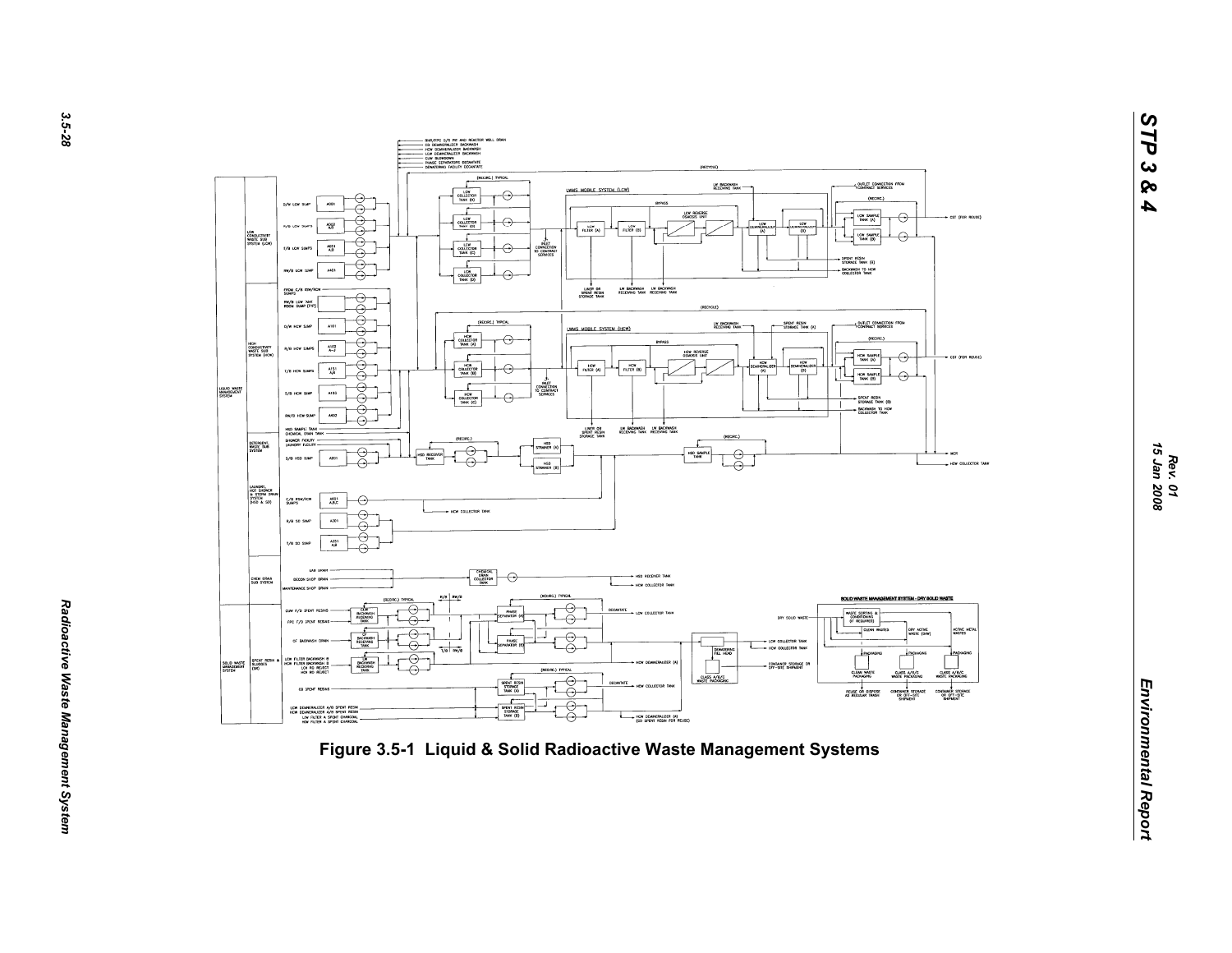Figure 3.5-1 Liquid & Solid Radioactive Waste Management Systems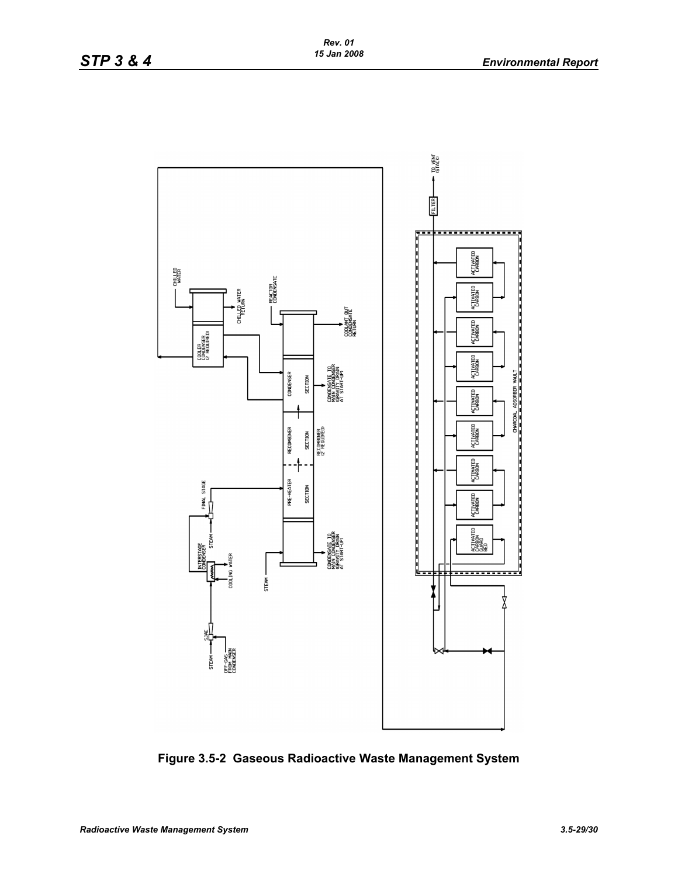CHILLED WATER

CHILLED WATER RETURN

COOLER CONDENSER (2 REQUIRED)

REACTOR CONDENSATE

COOLANT OUT CONDENSATE RETURN

CONDENSER SECTION

CONDENSATE TO MAIN CONDENSER (GRAVITY DRAIN AT START-UP)

RECOMBINER SECTION

RECOMBINER (2 REQUIRED)

PRE-HEATER SECTION

FINAL STAGE

STEAM

INTERSTAGE CONDENSER

COOLING WATER

STEAM

CONDENSATE TO MAIN CONDENSER (GRAVITY DRAIN AT START-UP)

SJAE

STEAM

OFF-GAS FROM MAIN CONDENSER

TO VENT (STACK)

FILTER

ACTIVATED CARBON

ACTIVATED CARBON

ACTIVATED CARBON

ACTIVATED CARBON

ACTIVATED CARBON

ACTIVATED CARBON

ACTIVATED CARBON

ACTIVATED CARBON

ACTIVATED CARBON GUARD BED

CHARCOAL ADSORBER VAULT

**Figure 3.5-2 Gaseous Radioactive Waste Management System**